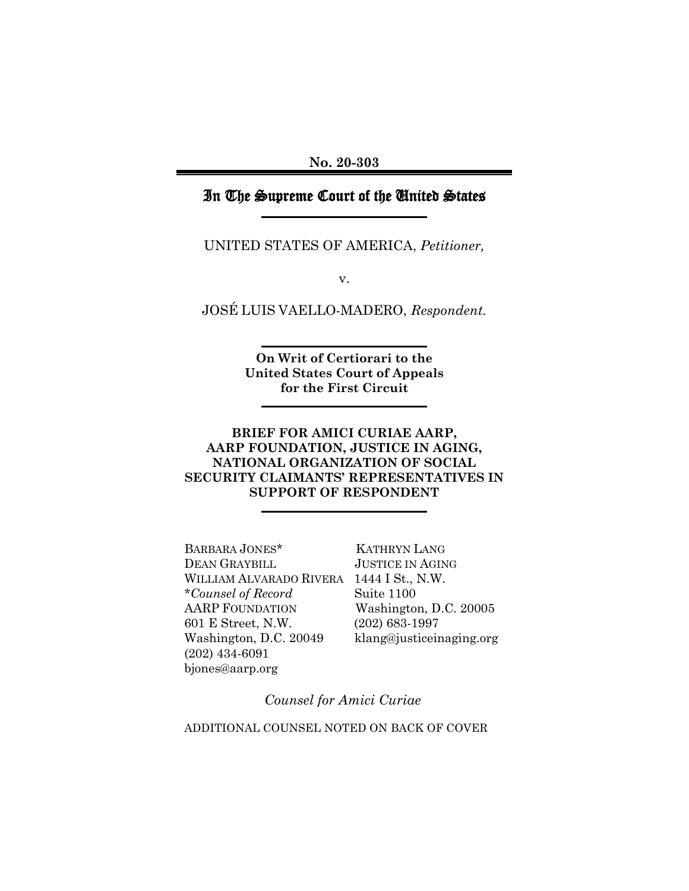**No. 20-303**

# In The Supreme Court of the United States

UNITED STATES OF AMERICA, *Petitioner,*

v.

JOSÉ LUIS VAELLO-MADERO, *Respondent.*

**On Writ of Certiorari to the United States Court of Appeals for the First Circuit**

**BRIEF FOR AMICI CURIAE AARP, AARP FOUNDATION, JUSTICE IN AGING, NATIONAL ORGANIZATION OF SOCIAL SECURITY CLAIMANTS' REPRESENTATIVES IN SUPPORT OF RESPONDENT**

BARBARA JONES*
DEAN GRAYBILL
WILLIAM ALVARADO RIVERA
**Counsel of Record*
AARP FOUNDATION
601 E Street, N.W.
Washington, D.C. 20049
(202) 434-6091
bjones@aarp.org

KATHRYN LANG
JUSTICE IN AGING
1444 I St., N.W.
Suite 1100
Washington, D.C. 20005
(202) 683-1997
klang@justiceinaging.org

*Counsel for Amici Curiae*

ADDITIONAL COUNSEL NOTED ON BACK OF COVER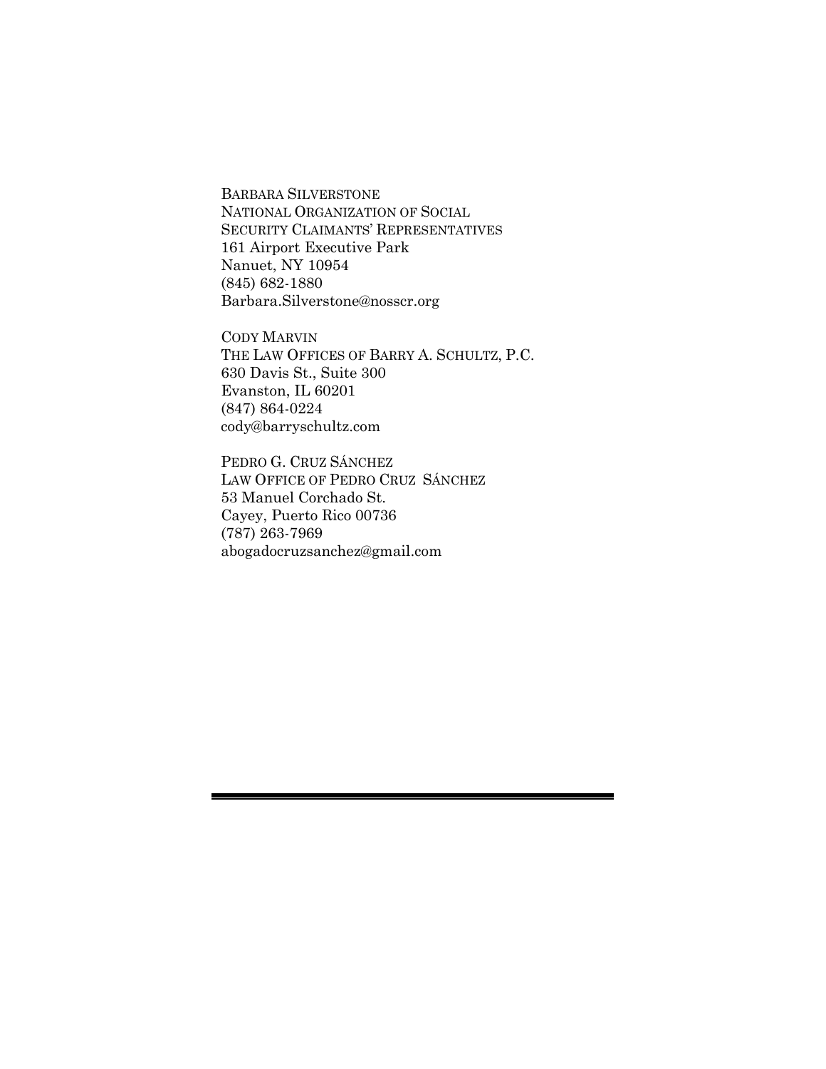BARBARA SILVERSTONE
NATIONAL ORGANIZATION OF SOCIAL
SECURITY CLAIMANTS' REPRESENTATIVES
161 Airport Executive Park
Nanuet, NY 10954
(845) 682-1880
Barbara.Silverstone@nosscr.org

CODY MARVIN
THE LAW OFFICES OF BARRY A. SCHULTZ, P.C.
630 Davis St., Suite 300
Evanston, IL 60201
(847) 864-0224
cody@barryschultz.com

PEDRO G. CRUZ SÁNCHEZ
LAW OFFICE OF PEDRO CRUZ SÁNCHEZ
53 Manuel Corchado St.
Cayey, Puerto Rico 00736
(787) 263-7969
abogadocruzsanchez@gmail.com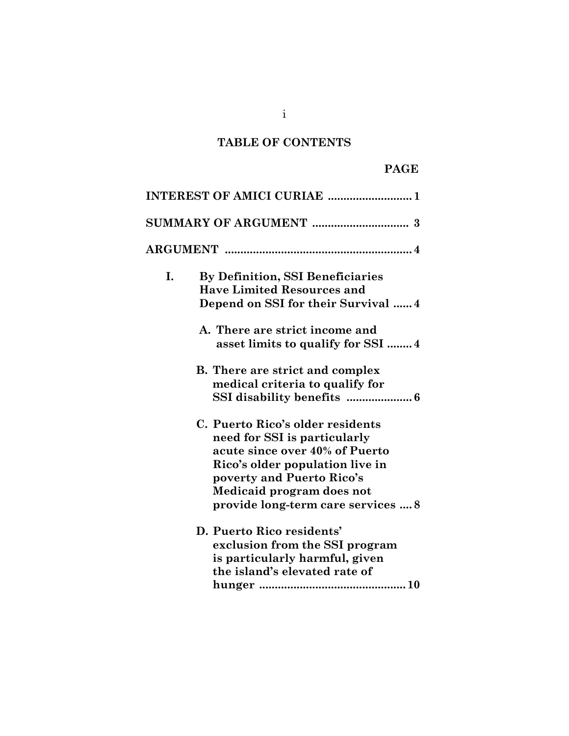## TABLE OF CONTENTS

**PAGE**

**INTEREST OF AMICI CURIAE .......................... 1**

**SUMMARY OF ARGUMENT ............................... 3**

**ARGUMENT ........................................................... 4**

**I. By Definition, SSI Beneficiaries Have Limited Resources and Depend on SSI for their Survival ...... 4**

**A. There are strict income and asset limits to qualify for SSI ........ 4**

**B. There are strict and complex medical criteria to qualify for SSI disability benefits .................... 6**

**C. Puerto Rico's older residents need for SSI is particularly acute since over 40% of Puerto Rico's older population live in poverty and Puerto Rico's Medicaid program does not provide long-term care services .... 8**

**D. Puerto Rico residents' exclusion from the SSI program is particularly harmful, given the island's elevated rate of hunger ............................................ 10**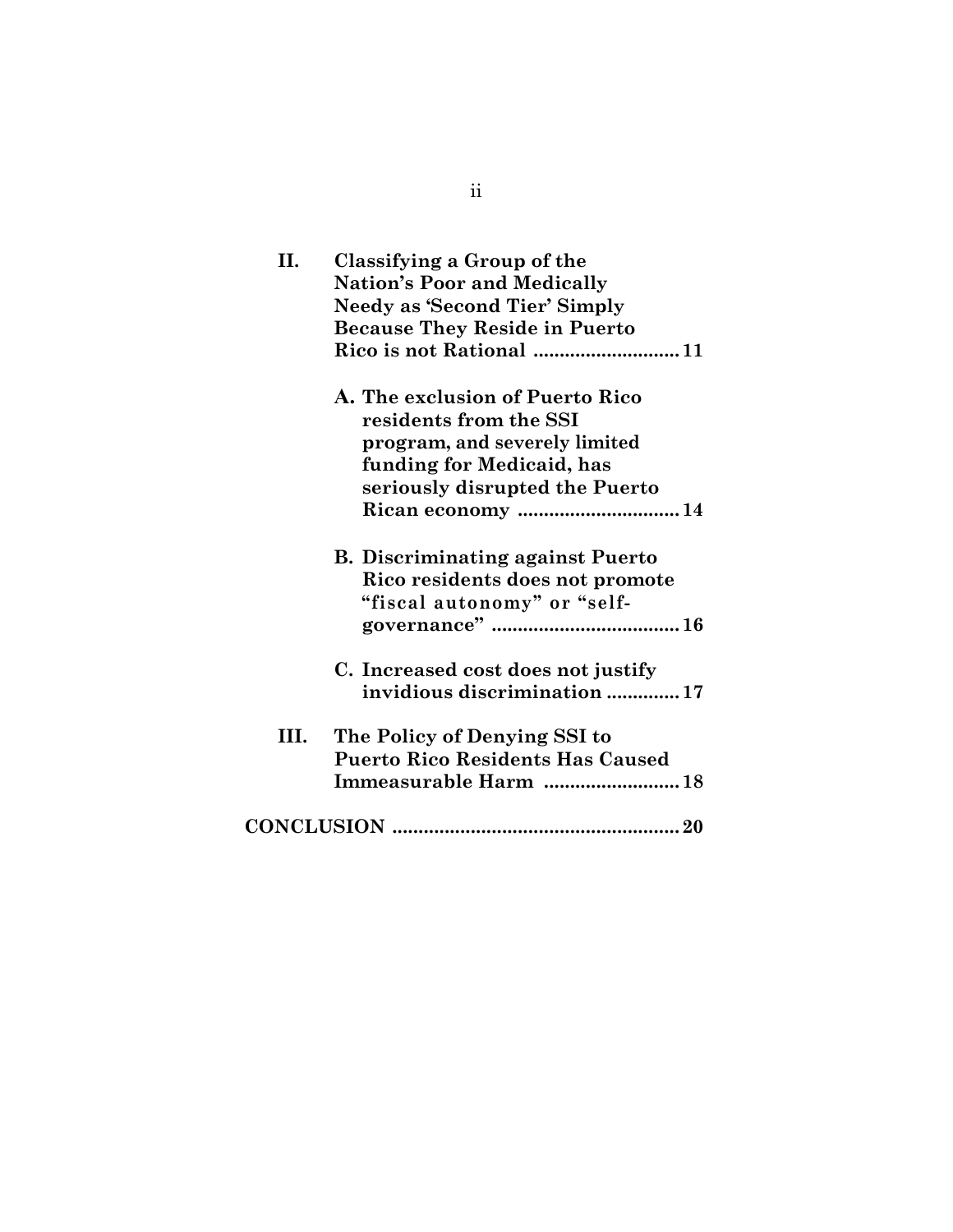**II. Classifying a Group of the Nation's Poor and Medically Needy as 'Second Tier' Simply Because They Reside in Puerto Rico is not Rational ............................ 11**

**A. The exclusion of Puerto Rico residents from the SSI program, and severely limited funding for Medicaid, has seriously disrupted the Puerto Rican economy ............................... 14**

**B. Discriminating against Puerto Rico residents does not promote "fiscal autonomy" or "self-governance" .................................... 16**

**C. Increased cost does not justify invidious discrimination .............. 17**

**III. The Policy of Denying SSI to Puerto Rico Residents Has Caused Immeasurable Harm .......................... 18**

**CONCLUSION ....................................................... 20**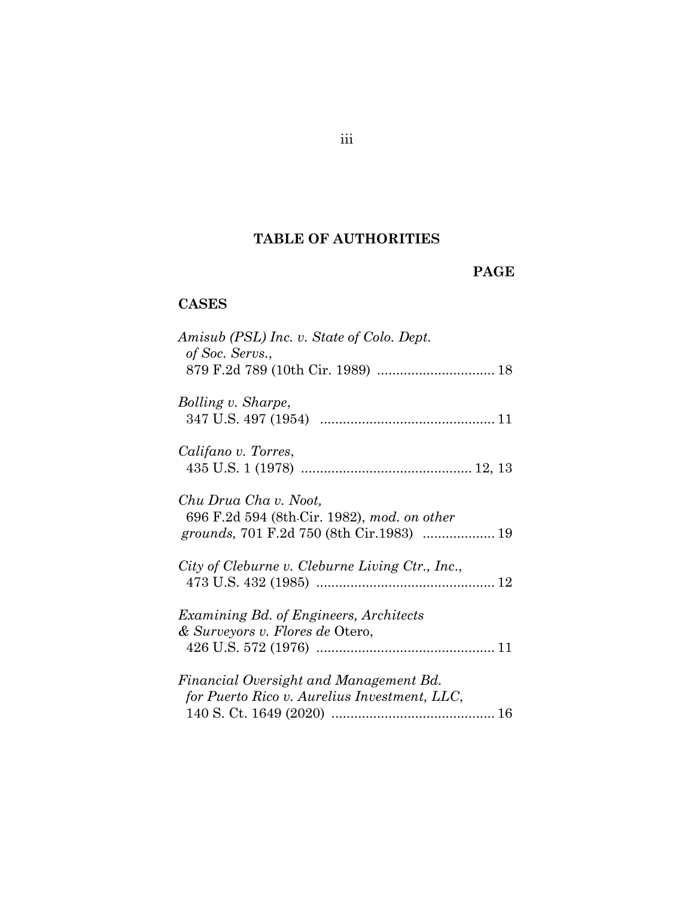## TABLE OF AUTHORITIES

**PAGE**

### CASES

*Amisub (PSL) Inc. v. State of Colo. Dept. of Soc. Servs.*, 879 F.2d 789 (10th Cir. 1989) ............................... 18

*Bolling v. Sharpe*, 347 U.S. 497 (1954) ............................................. 11

*Califano v. Torres*, 435 U.S. 1 (1978) ............................................ 12, 13

*Chu Drua Cha v. Noot,* 696 F.2d 594 (8th Cir. 1982), *mod. on other grounds,* 701 F.2d 750 (8th Cir.1983) ................... 19

*City of Cleburne v. Cleburne Living Ctr., Inc.*, 473 U.S. 432 (1985) ............................................... 12

*Examining Bd. of Engineers, Architects & Surveyors v. Flores de* Otero, 426 U.S. 572 (1976) ............................................... 11

*Financial Oversight and Management Bd. for Puerto Rico v. Aurelius Investment, LLC*, 140 S. Ct. 1649 (2020) ........................................... 16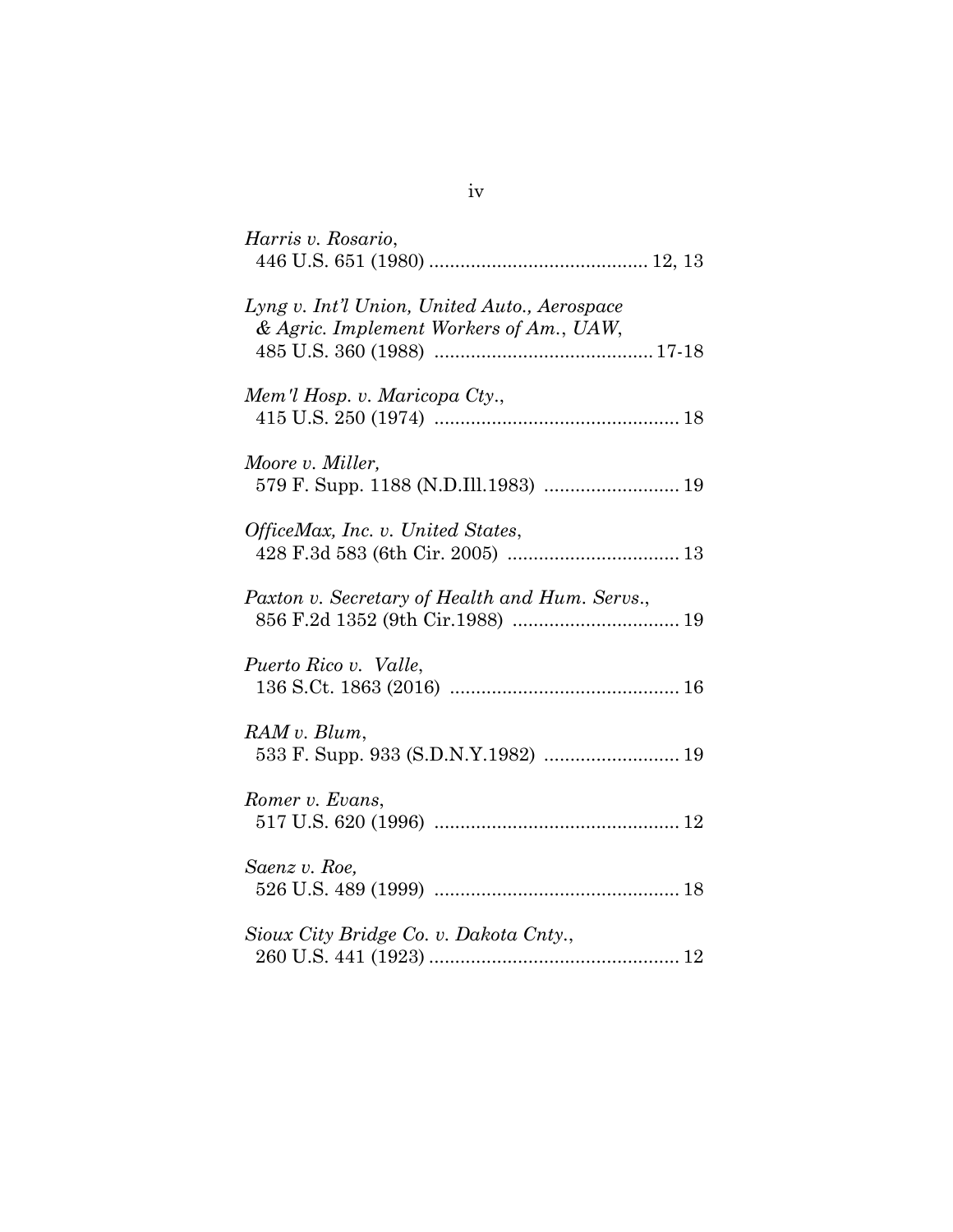*Harris v. Rosario*,
446 U.S. 651 (1980) .......................................... 12, 13

*Lyng v. Int'l Union, United Auto., Aerospace & Agric. Implement Workers of Am., UAW*,
485 U.S. 360 (1988) .......................................... 17-18

*Mem'l Hosp. v. Maricopa Cty.*,
415 U.S. 250 (1974) ............................................... 18

*Moore v. Miller,*
579 F. Supp. 1188 (N.D.Ill.1983) .......................... 19

*OfficeMax, Inc. v. United States*,
428 F.3d 583 (6th Cir. 2005) ................................. 13

*Paxton v. Secretary of Health and Hum. Servs*.,
856 F.2d 1352 (9th Cir.1988) ................................ 19

*Puerto Rico v. Valle*,
136 S.Ct. 1863 (2016) ............................................ 16

*RAM v. Blum*,
533 F. Supp. 933 (S.D.N.Y.1982) .......................... 19

*Romer v. Evans*,
517 U.S. 620 (1996) ............................................... 12

*Saenz v. Roe,*
526 U.S. 489 (1999) ............................................... 18

*Sioux City Bridge Co. v. Dakota Cnty.*,
260 U.S. 441 (1923) ................................................ 12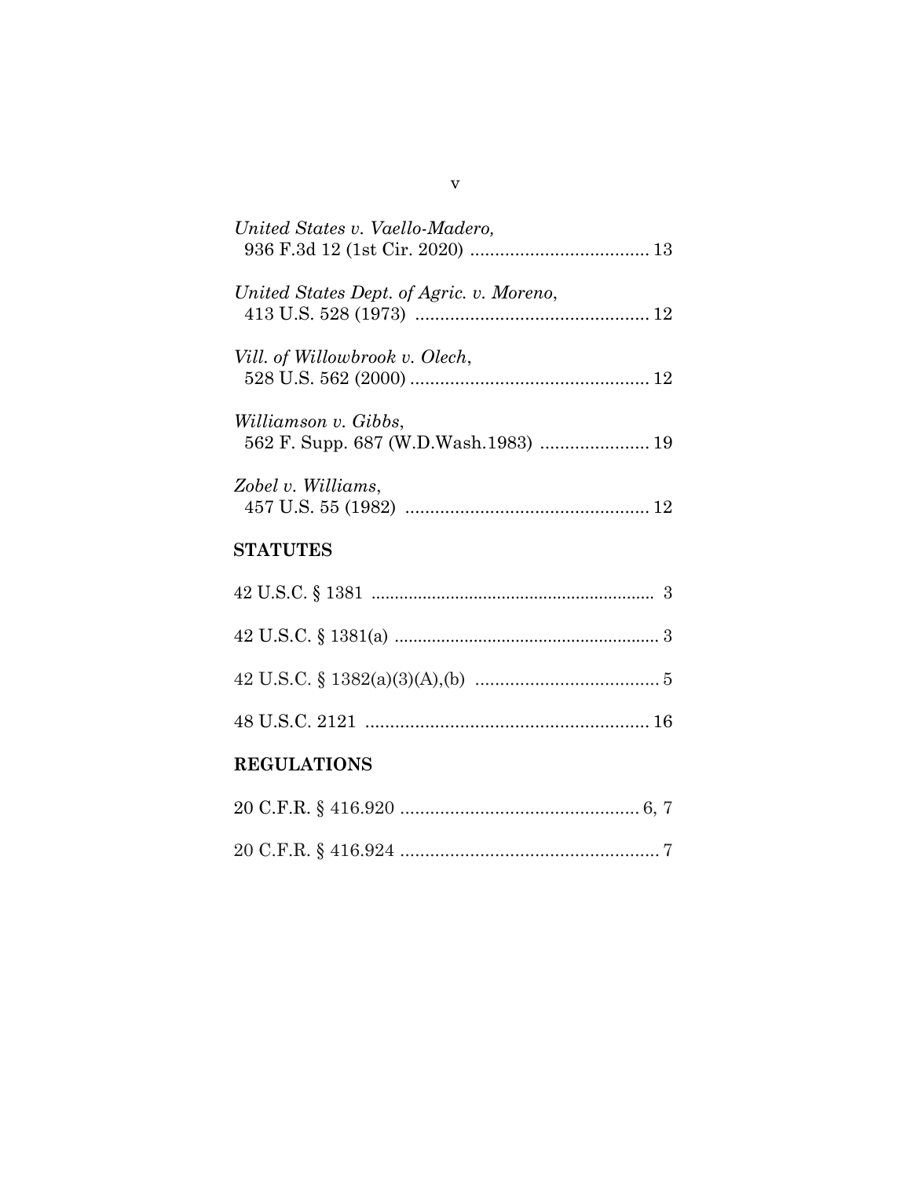*United States v. Vaello-Madero*,
936 F.3d 12 (1st Cir. 2020) .................................... 13

*United States Dept. of Agric. v. Moreno*,
413 U.S. 528 (1973) ............................................... 12

*Vill. of Willowbrook v. Olech*,
528 U.S. 562 (2000) ................................................ 12

*Williamson v. Gibbs*,
562 F. Supp. 687 (W.D.Wash.1983) ...................... 19

*Zobel v. Williams*,
457 U.S. 55 (1982) ................................................. 12

**STATUTES**

42 U.S.C. § 1381 ............................................................ 3

42 U.S.C. § 1381(a) ........................................................ 3

42 U.S.C. § 1382(a)(3)(A),(b) ..................................... 5

48 U.S.C. 2121 .......................................................... 16

**REGULATIONS**

20 C.F.R. § 416.920 ................................................ 6, 7

20 C.F.R. § 416.924 .................................................... 7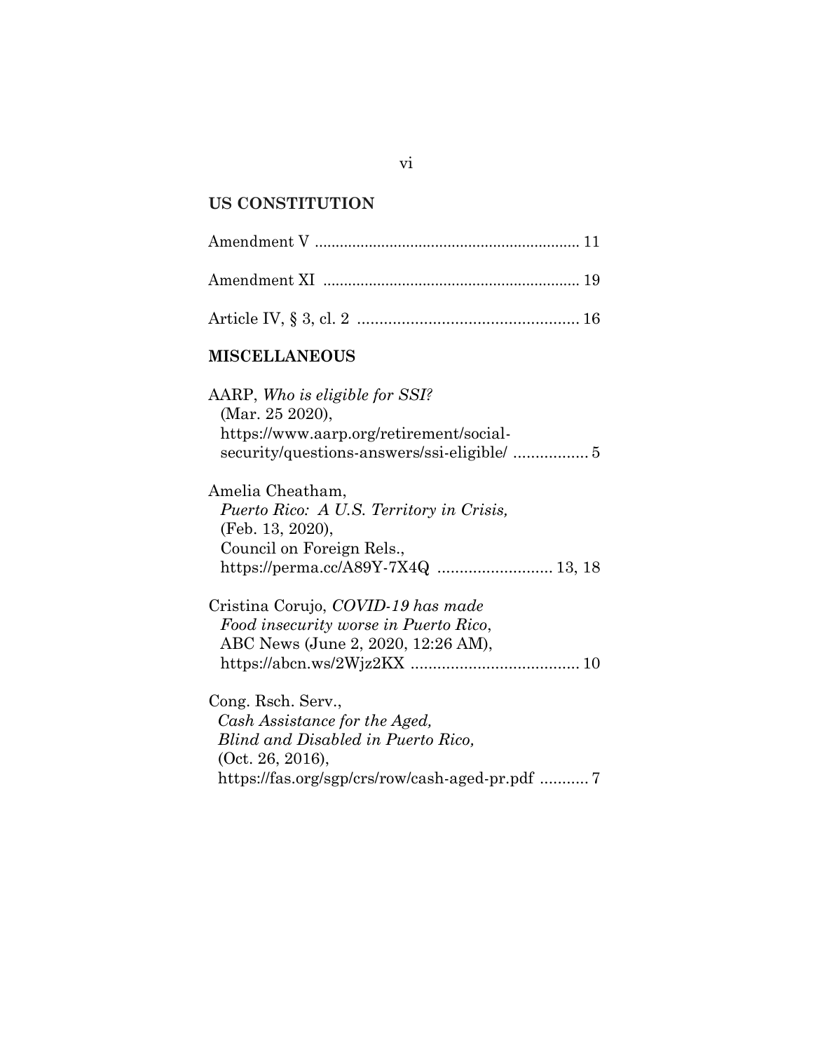## US CONSTITUTION

Amendment V ............................................................... 11

Amendment XI ............................................................ 19

Article IV, § 3, cl. 2 ................................................. 16

## MISCELLANEOUS

AARP, *Who is eligible for SSI?* (Mar. 25 2020), https://www.aarp.org/retirement/social-security/questions-answers/ssi-eligible/ ................. 5

Amelia Cheatham, *Puerto Rico: A U.S. Territory in Crisis,* (Feb. 13, 2020), Council on Foreign Rels., https://perma.cc/A89Y-7X4Q .......................... 13, 18

Cristina Corujo, *COVID-19 has made Food insecurity worse in Puerto Rico*, ABC News (June 2, 2020, 12:26 AM), https://abcn.ws/2Wjz2KX ...................................... 10

Cong. Rsch. Serv., *Cash Assistance for the Aged, Blind and Disabled in Puerto Rico,* (Oct. 26, 2016), https://fas.org/sgp/crs/row/cash-aged-pr.pdf ........... 7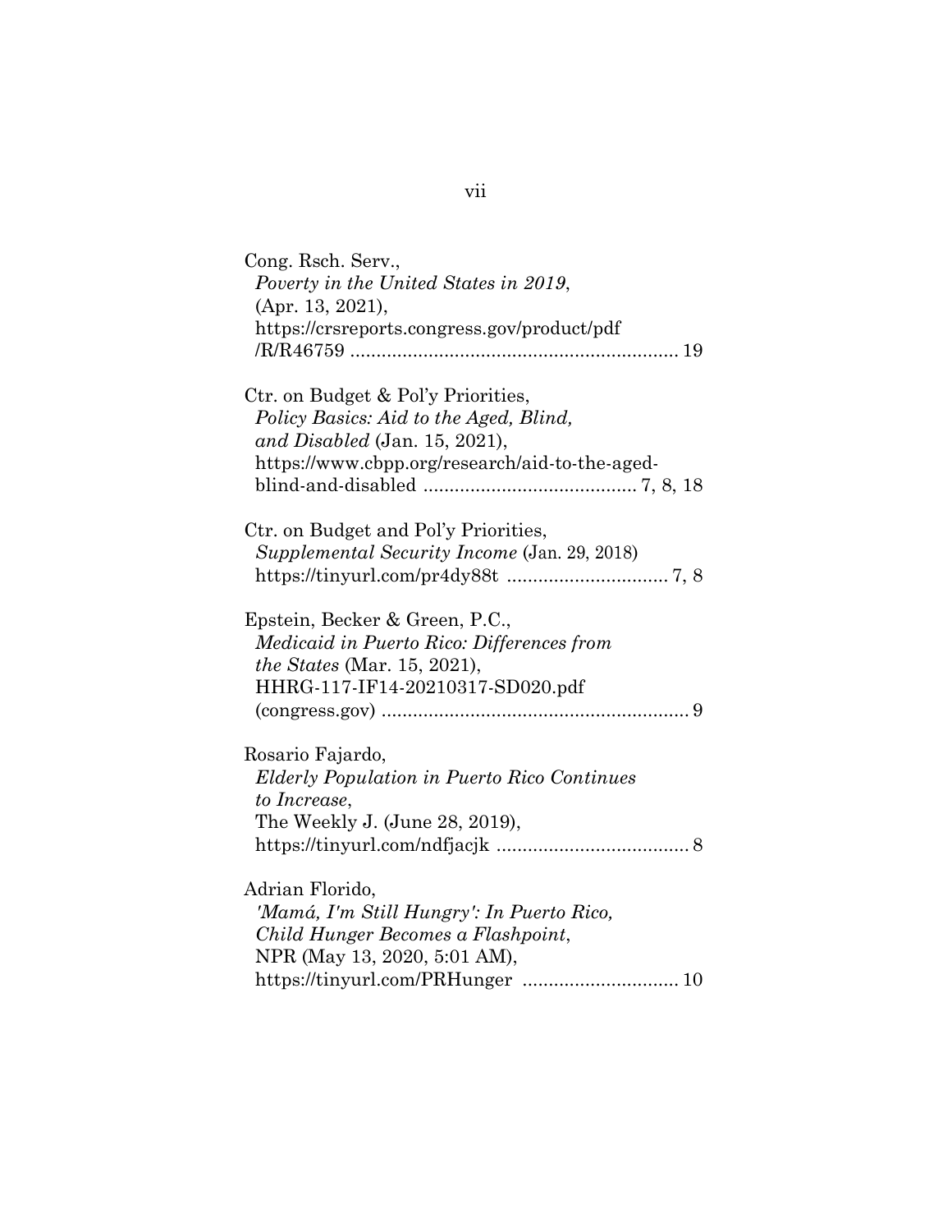Cong. Rsch. Serv.,
*Poverty in the United States in 2019*,
(Apr. 13, 2021),
https://crsreports.congress.gov/product/pdf
/R/R46759 .............................................................. 19

Ctr. on Budget & Pol'y Priorities,
*Policy Basics: Aid to the Aged, Blind, and Disabled* (Jan. 15, 2021),
https://www.cbpp.org/research/aid-to-the-aged-blind-and-disabled ........................................ 7, 8, 18

Ctr. on Budget and Pol'y Priorities,
*Supplemental Security Income* (Jan. 29, 2018)
https://tinyurl.com/pr4dy88t .............................. 7, 8

Epstein, Becker & Green, P.C.,
*Medicaid in Puerto Rico: Differences from the States* (Mar. 15, 2021),
HHRG-117-IF14-20210317-SD020.pdf
(congress.gov) .......................................................... 9

Rosario Fajardo,
*Elderly Population in Puerto Rico Continues to Increase*,
The Weekly J. (June 28, 2019),
https://tinyurl.com/ndfjacjk .................................... 8

Adrian Florido,
*'Mamá, I'm Still Hungry': In Puerto Rico, Child Hunger Becomes a Flashpoint*,
NPR (May 13, 2020, 5:01 AM),
https://tinyurl.com/PRHunger .............................. 10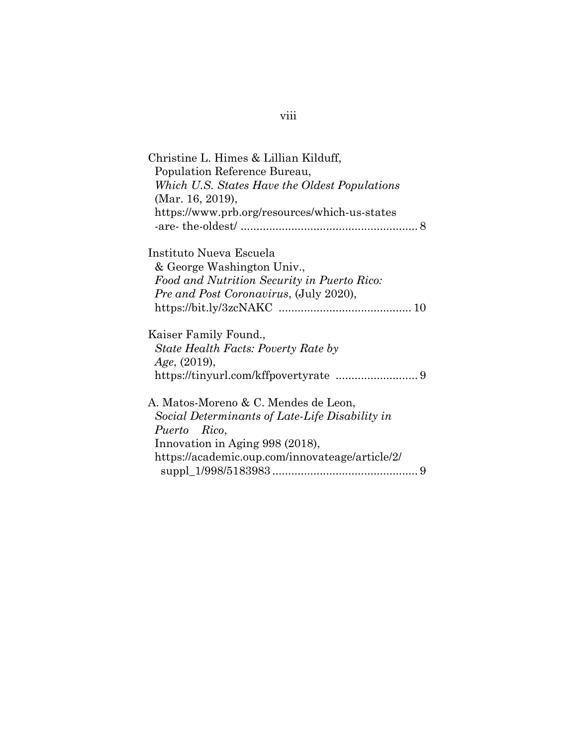Christine L. Himes & Lillian Kilduff,
Population Reference Bureau,
*Which U.S. States Have the Oldest Populations*
(Mar. 16, 2019),
https://www.prb.org/resources/which-us-states
-are- the-oldest/ ........................................................ 8

Instituto Nueva Escuela
& George Washington Univ.,
*Food and Nutrition Security in Puerto Rico:*
*Pre and Post Coronavirus*, (July 2020),
https://bit.ly/3zcNAKC .......................................... 10

Kaiser Family Found.,
*State Health Facts: Poverty Rate by*
*Age*, (2019),
https://tinyurl.com/kffpovertyrate .......................... 9

A. Matos-Moreno & C. Mendes de Leon,
*Social Determinants of Late-Life Disability in*
*Puerto Rico*,
Innovation in Aging 998 (2018),
https://academic.oup.com/innovateage/article/2/
suppl_1/998/5183983 .............................................. 9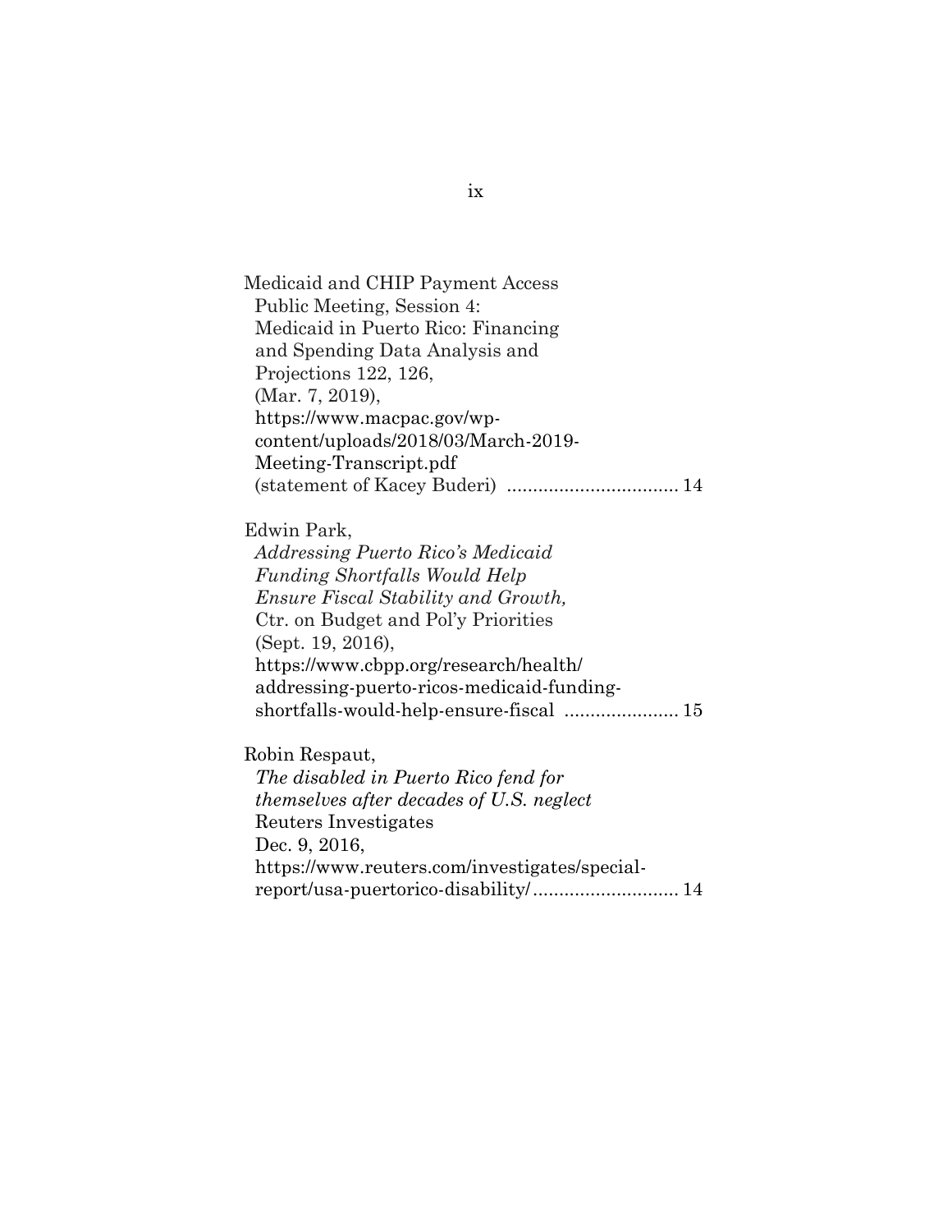Medicaid and CHIP Payment Access Public Meeting, Session 4: Medicaid in Puerto Rico: Financing and Spending Data Analysis and Projections 122, 126, (Mar. 7, 2019), https://www.macpac.gov/wp-content/uploads/2018/03/March-2019-Meeting-Transcript.pdf (statement of Kacey Buderi) ................................ 14

Edwin Park, *Addressing Puerto Rico's Medicaid Funding Shortfalls Would Help Ensure Fiscal Stability and Growth,* Ctr. on Budget and Pol'y Priorities (Sept. 19, 2016), https://www.cbpp.org/research/health/addressing-puerto-ricos-medicaid-funding-shortfalls-would-help-ensure-fiscal ..................... 15

Robin Respaut, *The disabled in Puerto Rico fend for themselves after decades of U.S. neglect* Reuters Investigates Dec. 9, 2016, https://www.reuters.com/investigates/special-report/usa-puertorico-disability/ ........................... 14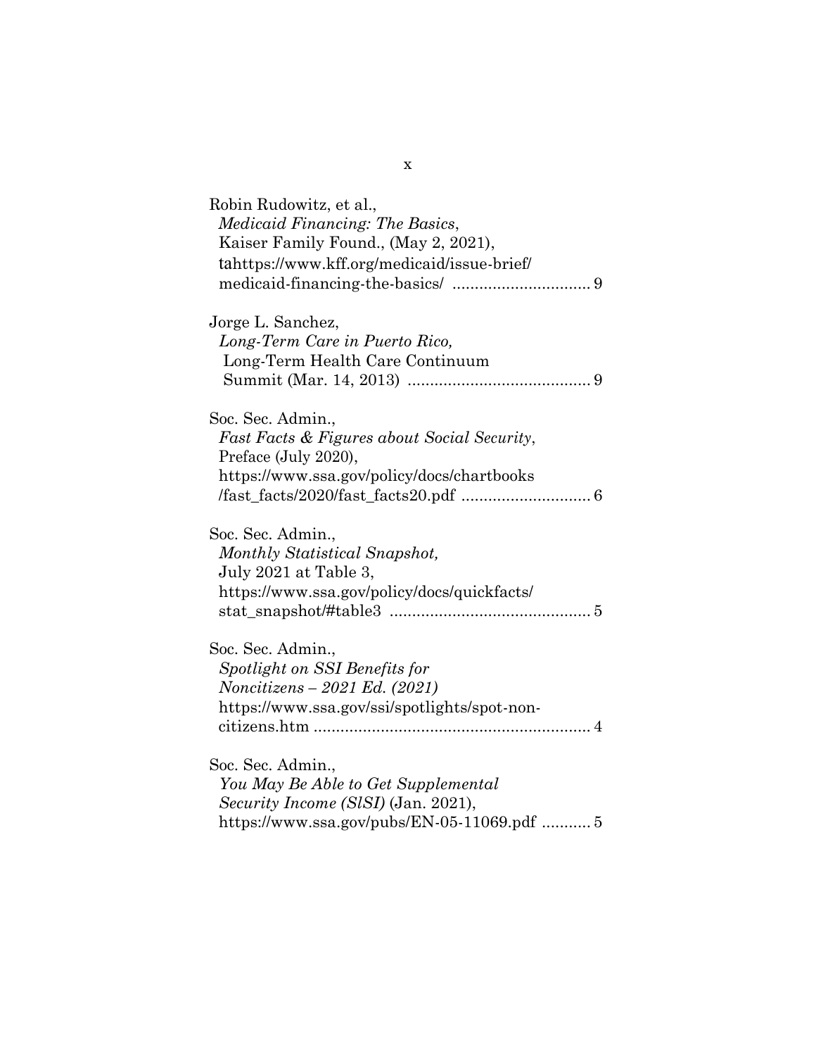Robin Rudowitz, et al.,
*Medicaid Financing: The Basics*,
Kaiser Family Found., (May 2, 2021),
tahttps://www.kff.org/medicaid/issue-brief/
medicaid-financing-the-basics/ ............................... 9

Jorge L. Sanchez,
*Long-Term Care in Puerto Rico,*
Long-Term Health Care Continuum
Summit (Mar. 14, 2013) ......................................... 9

Soc. Sec. Admin.,
*Fast Facts & Figures about Social Security*,
Preface (July 2020),
https://www.ssa.gov/policy/docs/chartbooks
/fast_facts/2020/fast_facts20.pdf ............................. 6

Soc. Sec. Admin.,
*Monthly Statistical Snapshot,*
July 2021 at Table 3,
https://www.ssa.gov/policy/docs/quickfacts/
stat_snapshot/#table3 ............................................. 5

Soc. Sec. Admin.,
*Spotlight on SSI Benefits for*
*Noncitizens – 2021 Ed. (2021)*
https://www.ssa.gov/ssi/spotlights/spot-non-
citizens.htm .............................................................. 4

Soc. Sec. Admin.,
*You May Be Able to Get Supplemental*
*Security Income (SlSI)* (Jan. 2021),
https://www.ssa.gov/pubs/EN-05-11069.pdf ........... 5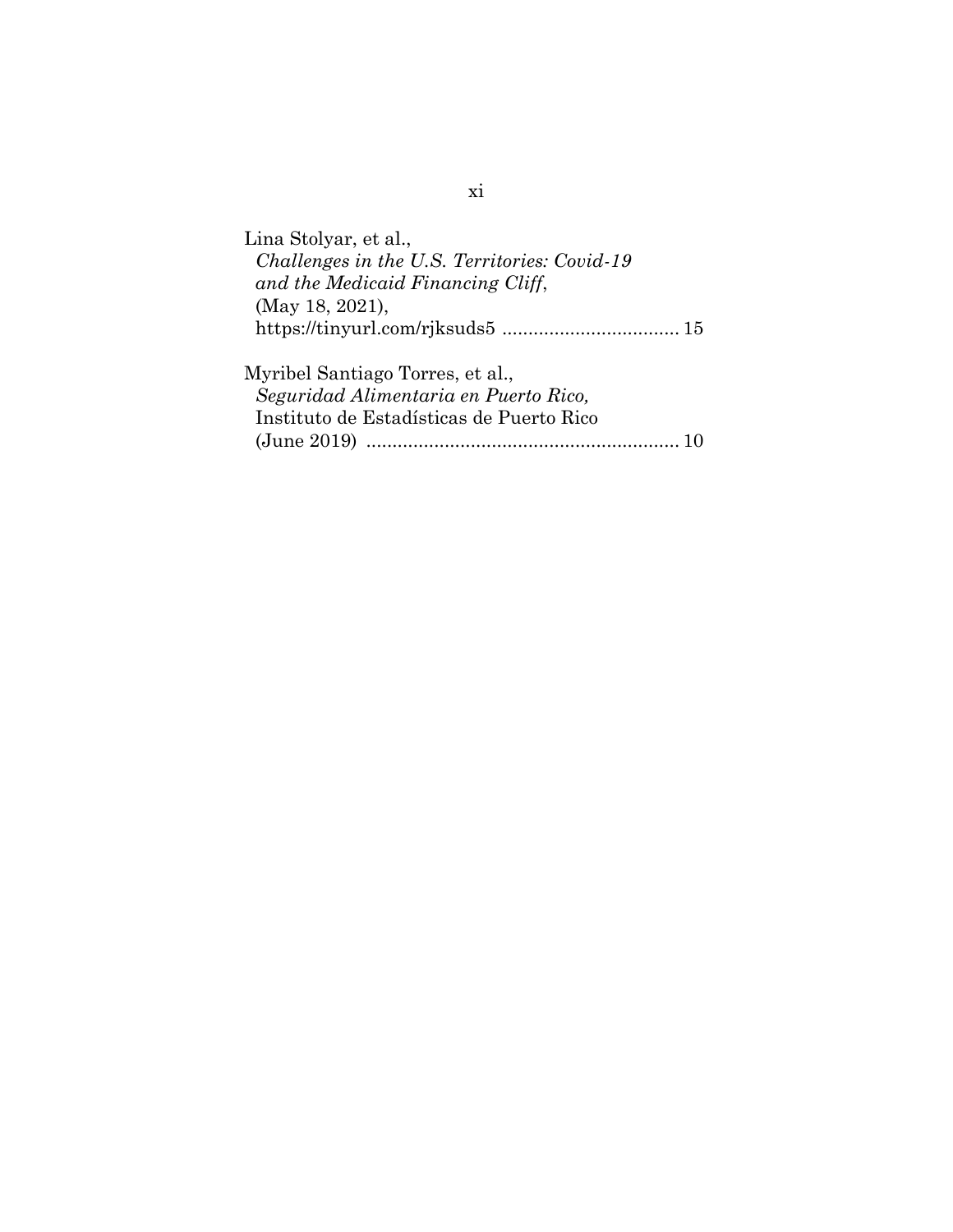Lina Stolyar, et al.,
*Challenges in the U.S. Territories: Covid-19 and the Medicaid Financing Cliff*,
(May 18, 2021),
https://tinyurl.com/rjksuds5 .................................. 15

Myribel Santiago Torres, et al.,
*Seguridad Alimentaria en Puerto Rico,*
Instituto de Estadísticas de Puerto Rico
(June 2019) ............................................................ 10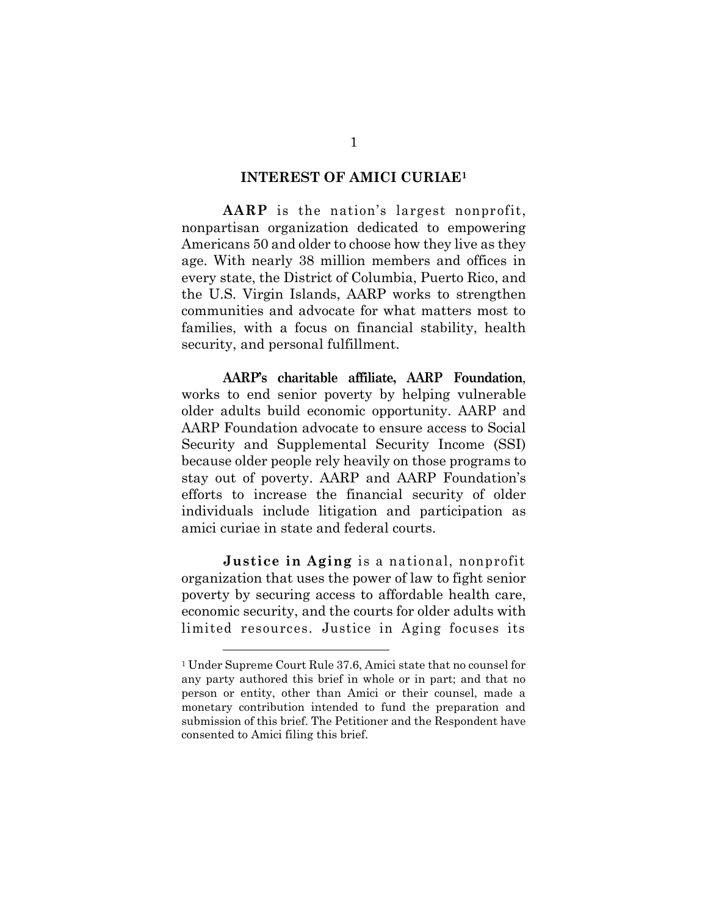## INTEREST OF AMICI CURIAE[1]

**AARP** is the nation's largest nonprofit, nonpartisan organization dedicated to empowering Americans 50 and older to choose how they live as they age. With nearly 38 million members and offices in every state, the District of Columbia, Puerto Rico, and the U.S. Virgin Islands, AARP works to strengthen communities and advocate for what matters most to families, with a focus on financial stability, health security, and personal fulfillment.

**AARP's charitable affiliate, AARP Foundation**, works to end senior poverty by helping vulnerable older adults build economic opportunity. AARP and AARP Foundation advocate to ensure access to Social Security and Supplemental Security Income (SSI) because older people rely heavily on those programs to stay out of poverty. AARP and AARP Foundation's efforts to increase the financial security of older individuals include litigation and participation as amici curiae in state and federal courts.

**Justice in Aging** is a national, nonprofit organization that uses the power of law to fight senior poverty by securing access to affordable health care, economic security, and the courts for older adults with limited resources. Justice in Aging focuses its

---

[1] Under Supreme Court Rule 37.6, Amici state that no counsel for any party authored this brief in whole or in part; and that no person or entity, other than Amici or their counsel, made a monetary contribution intended to fund the preparation and submission of this brief. The Petitioner and the Respondent have consented to Amici filing this brief.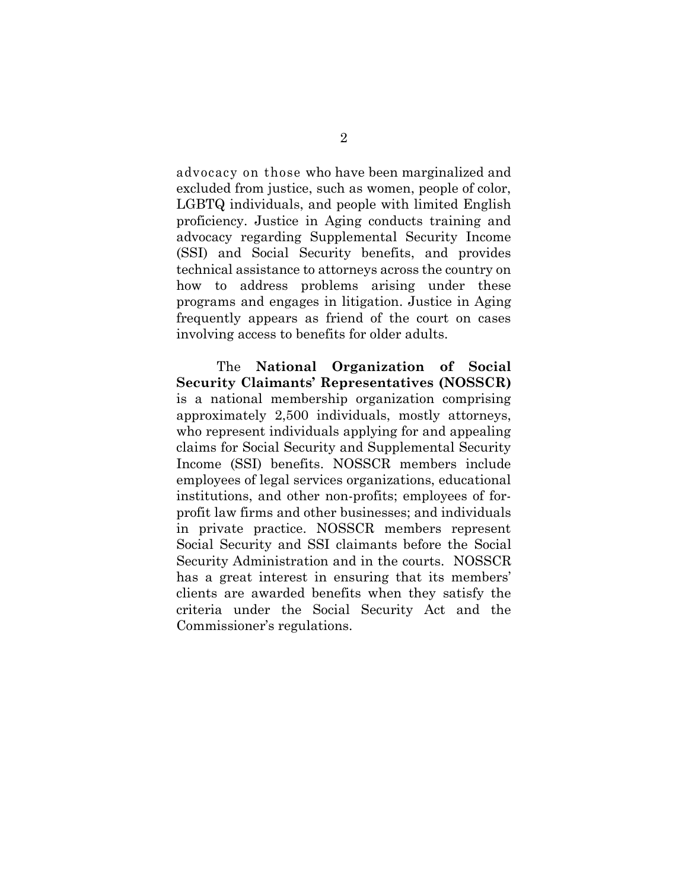advocacy on those who have been marginalized and excluded from justice, such as women, people of color, LGBTQ individuals, and people with limited English proficiency. Justice in Aging conducts training and advocacy regarding Supplemental Security Income (SSI) and Social Security benefits, and provides technical assistance to attorneys across the country on how to address problems arising under these programs and engages in litigation. Justice in Aging frequently appears as friend of the court on cases involving access to benefits for older adults.

The **National Organization of Social Security Claimants' Representatives (NOSSCR)** is a national membership organization comprising approximately 2,500 individuals, mostly attorneys, who represent individuals applying for and appealing claims for Social Security and Supplemental Security Income (SSI) benefits. NOSSCR members include employees of legal services organizations, educational institutions, and other non-profits; employees of for-profit law firms and other businesses; and individuals in private practice. NOSSCR members represent Social Security and SSI claimants before the Social Security Administration and in the courts. NOSSCR has a great interest in ensuring that its members' clients are awarded benefits when they satisfy the criteria under the Social Security Act and the Commissioner's regulations.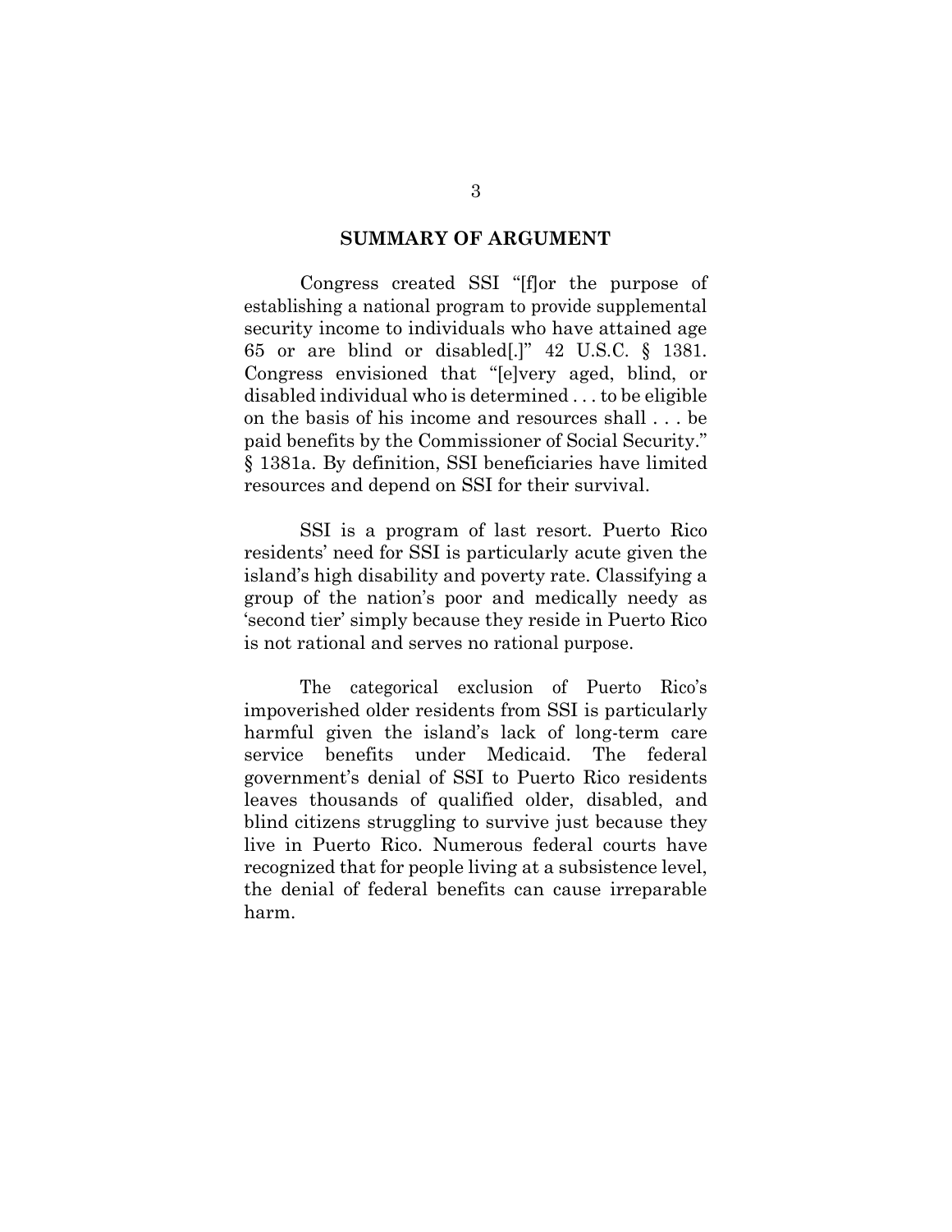## SUMMARY OF ARGUMENT

Congress created SSI "[f]or the purpose of establishing a national program to provide supplemental security income to individuals who have attained age 65 or are blind or disabled[.]" 42 U.S.C. § 1381. Congress envisioned that "[e]very aged, blind, or disabled individual who is determined . . . to be eligible on the basis of his income and resources shall . . . be paid benefits by the Commissioner of Social Security." § 1381a. By definition, SSI beneficiaries have limited resources and depend on SSI for their survival.

SSI is a program of last resort. Puerto Rico residents' need for SSI is particularly acute given the island's high disability and poverty rate. Classifying a group of the nation's poor and medically needy as 'second tier' simply because they reside in Puerto Rico is not rational and serves no rational purpose.

The categorical exclusion of Puerto Rico's impoverished older residents from SSI is particularly harmful given the island's lack of long-term care service benefits under Medicaid. The federal government's denial of SSI to Puerto Rico residents leaves thousands of qualified older, disabled, and blind citizens struggling to survive just because they live in Puerto Rico. Numerous federal courts have recognized that for people living at a subsistence level, the denial of federal benefits can cause irreparable harm.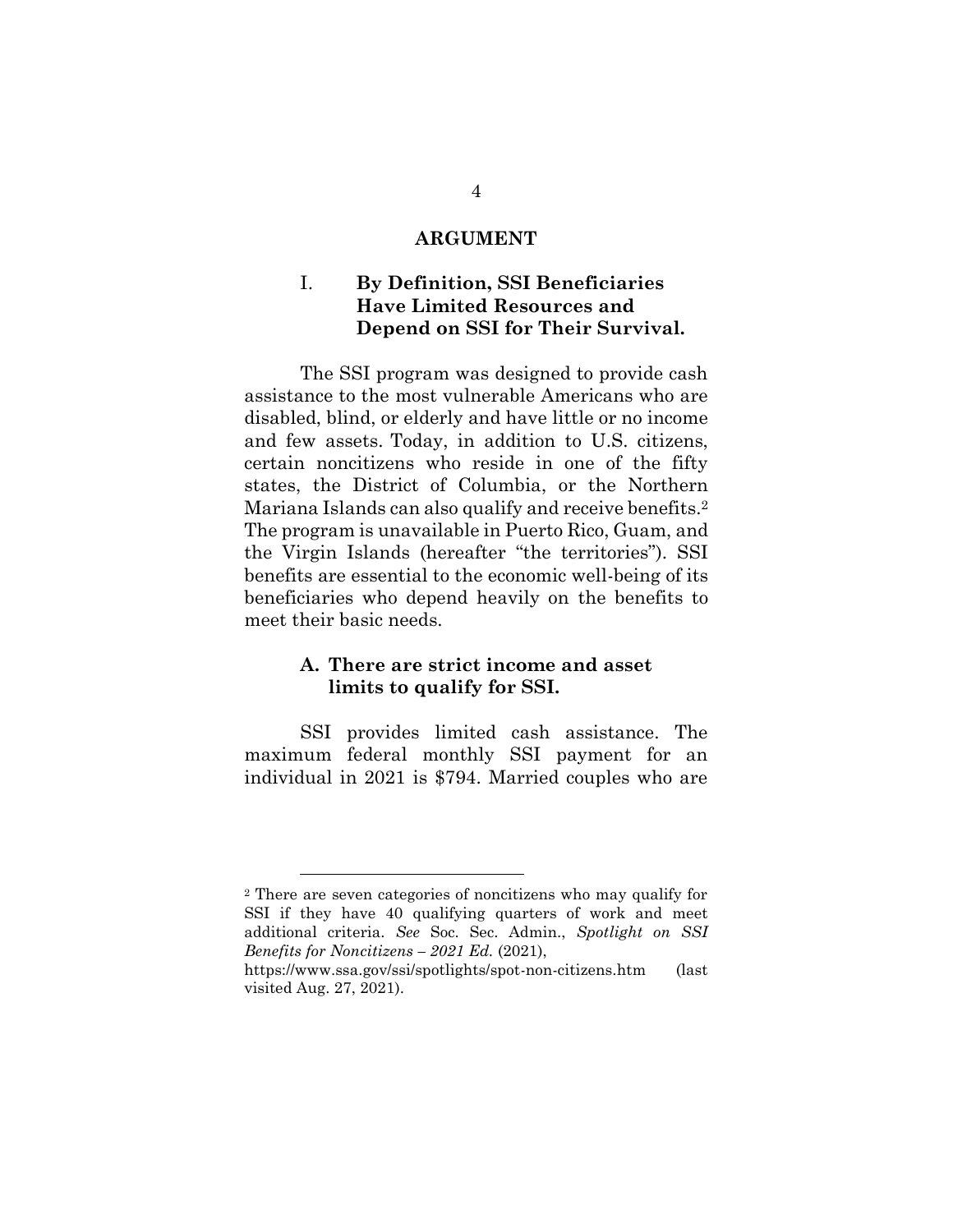# ARGUMENT

## I. By Definition, SSI Beneficiaries Have Limited Resources and Depend on SSI for Their Survival.

The SSI program was designed to provide cash assistance to the most vulnerable Americans who are disabled, blind, or elderly and have little or no income and few assets. Today, in addition to U.S. citizens, certain noncitizens who reside in one of the fifty states, the District of Columbia, or the Northern Mariana Islands can also qualify and receive benefits.[2] The program is unavailable in Puerto Rico, Guam, and the Virgin Islands (hereafter "the territories"). SSI benefits are essential to the economic well-being of its beneficiaries who depend heavily on the benefits to meet their basic needs.

### A. There are strict income and asset limits to qualify for SSI.

SSI provides limited cash assistance. The maximum federal monthly SSI payment for an individual in 2021 is $794. Married couples who are

---

[2] There are seven categories of noncitizens who may qualify for SSI if they have 40 qualifying quarters of work and meet additional criteria. *See* Soc. Sec. Admin., *Spotlight on SSI Benefits for Noncitizens – 2021 Ed.* (2021), https://www.ssa.gov/ssi/spotlights/spot-non-citizens.htm (last visited Aug. 27, 2021).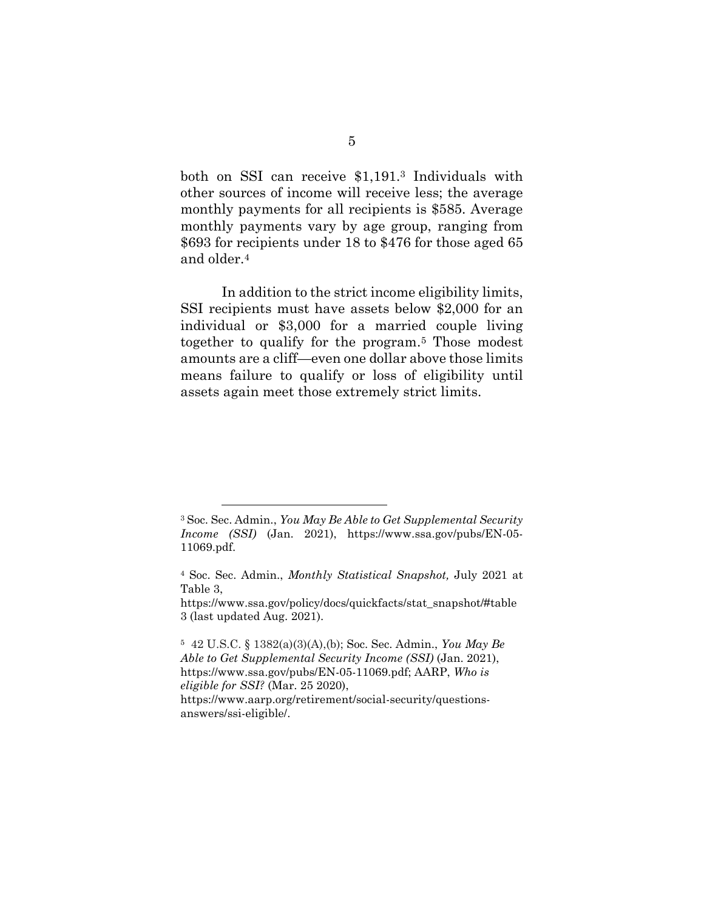both on SSI can receive $1,191.[3] Individuals with other sources of income will receive less; the average monthly payments for all recipients is $585. Average monthly payments vary by age group, ranging from $693 for recipients under 18 to $476 for those aged 65 and older.[4]

In addition to the strict income eligibility limits, SSI recipients must have assets below $2,000 for an individual or $3,000 for a married couple living together to qualify for the program.[5] Those modest amounts are a cliff—even one dollar above those limits means failure to qualify or loss of eligibility until assets again meet those extremely strict limits.

---

[3] Soc. Sec. Admin., *You May Be Able to Get Supplemental Security Income (SSI)* (Jan. 2021), https://www.ssa.gov/pubs/EN-05-11069.pdf.

[4] Soc. Sec. Admin., *Monthly Statistical Snapshot,* July 2021 at Table 3, https://www.ssa.gov/policy/docs/quickfacts/stat_snapshot/#table3 (last updated Aug. 2021).

[5] 42 U.S.C. § 1382(a)(3)(A),(b); Soc. Sec. Admin., *You May Be Able to Get Supplemental Security Income (SSI)* (Jan. 2021), https://www.ssa.gov/pubs/EN-05-11069.pdf; AARP, *Who is eligible for SSI?* (Mar. 25 2020), https://www.aarp.org/retirement/social-security/questions-answers/ssi-eligible/.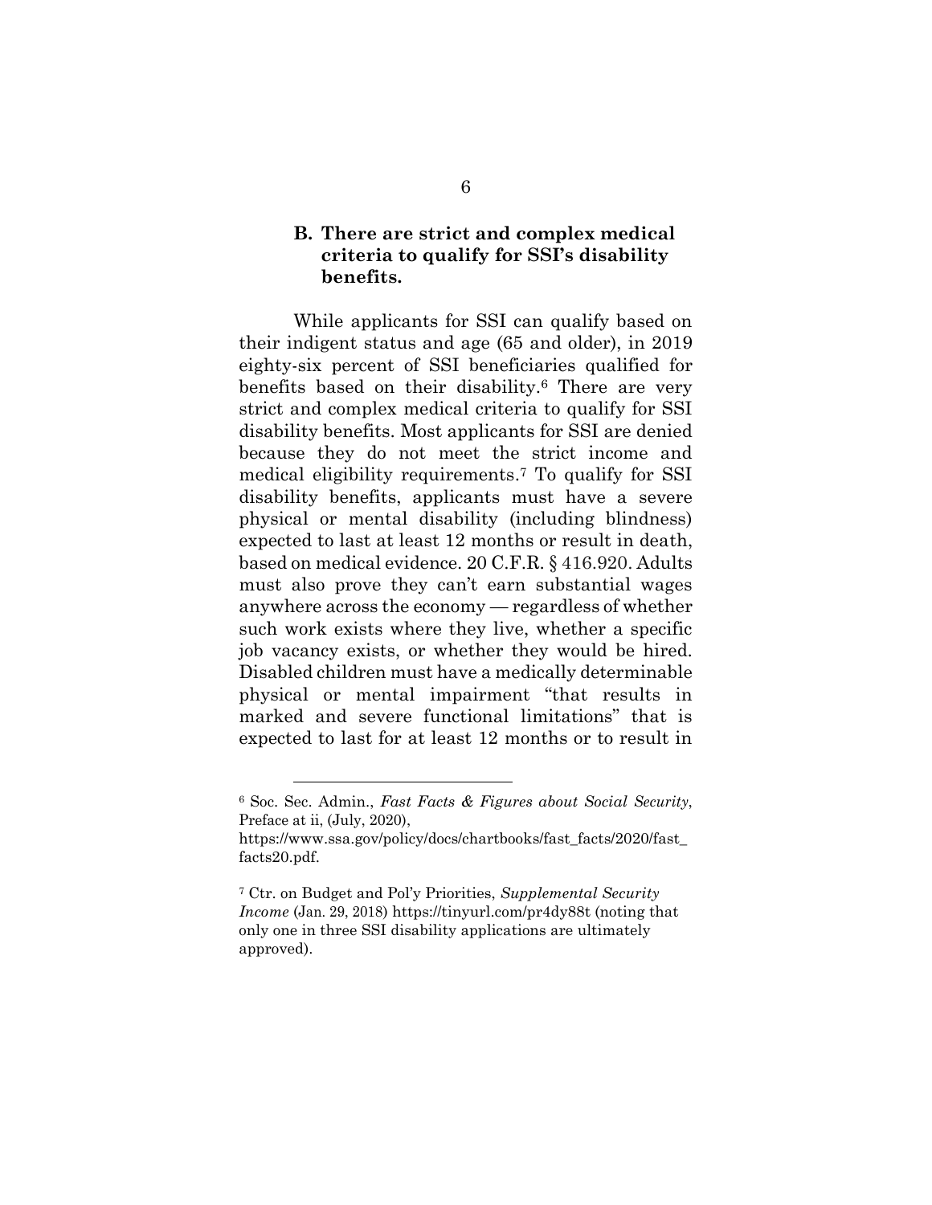### B. There are strict and complex medical criteria to qualify for SSI's disability benefits.

While applicants for SSI can qualify based on their indigent status and age (65 and older), in 2019 eighty-six percent of SSI beneficiaries qualified for benefits based on their disability.[6] There are very strict and complex medical criteria to qualify for SSI disability benefits. Most applicants for SSI are denied because they do not meet the strict income and medical eligibility requirements.[7] To qualify for SSI disability benefits, applicants must have a severe physical or mental disability (including blindness) expected to last at least 12 months or result in death, based on medical evidence. 20 C.F.R. § 416.920. Adults must also prove they can't earn substantial wages anywhere across the economy — regardless of whether such work exists where they live, whether a specific job vacancy exists, or whether they would be hired. Disabled children must have a medically determinable physical or mental impairment "that results in marked and severe functional limitations" that is expected to last for at least 12 months or to result in

---

[6] Soc. Sec. Admin., *Fast Facts & Figures about Social Security*, Preface at ii, (July, 2020), https://www.ssa.gov/policy/docs/chartbooks/fast_facts/2020/fast_facts20.pdf.

[7] Ctr. on Budget and Pol'y Priorities, *Supplemental Security Income* (Jan. 29, 2018) https://tinyurl.com/pr4dy88t (noting that only one in three SSI disability applications are ultimately approved).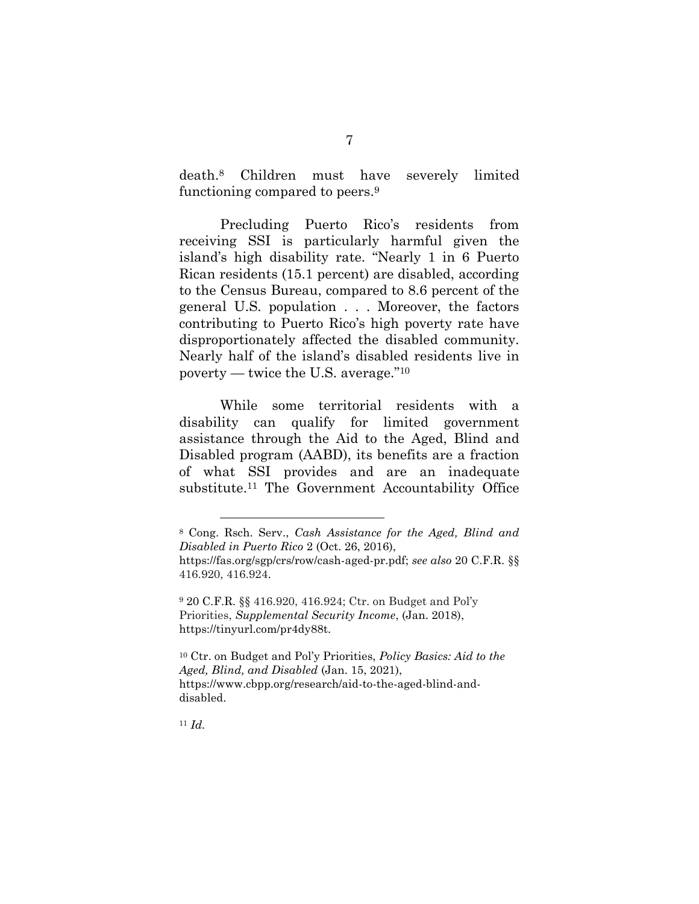death.[8] Children must have severely limited functioning compared to peers.[9]

Precluding Puerto Rico's residents from receiving SSI is particularly harmful given the island's high disability rate. "Nearly 1 in 6 Puerto Rican residents (15.1 percent) are disabled, according to the Census Bureau, compared to 8.6 percent of the general U.S. population . . . Moreover, the factors contributing to Puerto Rico's high poverty rate have disproportionately affected the disabled community. Nearly half of the island's disabled residents live in poverty — twice the U.S. average."[10]

While some territorial residents with a disability can qualify for limited government assistance through the Aid to the Aged, Blind and Disabled program (AABD), its benefits are a fraction of what SSI provides and are an inadequate substitute.[11] The Government Accountability Office

---

[8] Cong. Rsch. Serv., *Cash Assistance for the Aged, Blind and Disabled in Puerto Rico* 2 (Oct. 26, 2016), https://fas.org/sgp/crs/row/cash-aged-pr.pdf; *see also* 20 C.F.R. §§ 416.920, 416.924.

[9] 20 C.F.R. §§ 416.920, 416.924; Ctr. on Budget and Pol'y Priorities, *Supplemental Security Income*, (Jan. 2018), https://tinyurl.com/pr4dy88t.

[10] Ctr. on Budget and Pol'y Priorities, *Policy Basics: Aid to the Aged, Blind, and Disabled* (Jan. 15, 2021), https://www.cbpp.org/research/aid-to-the-aged-blind-and-disabled.

[11] *Id.*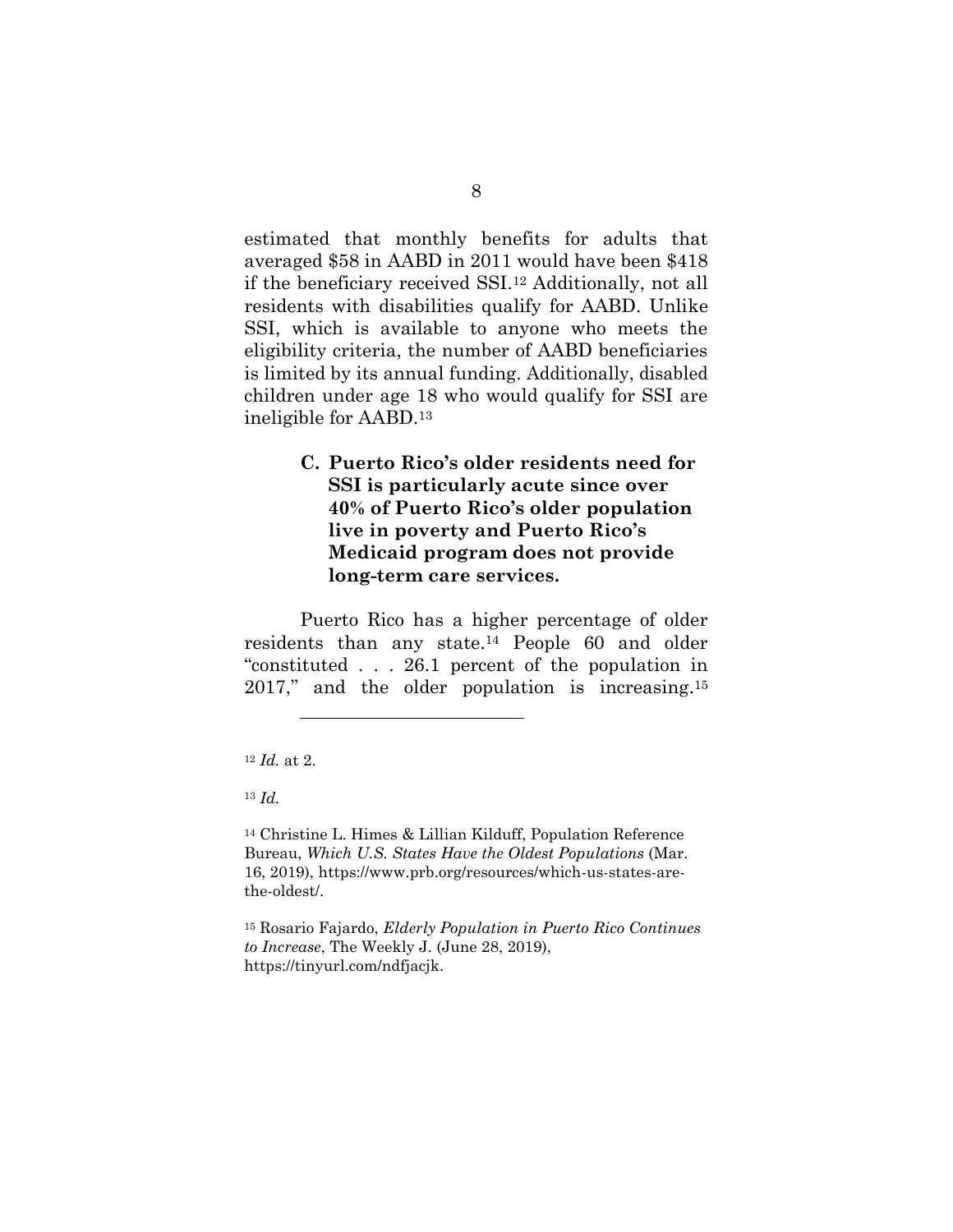estimated that monthly benefits for adults that averaged $58 in AABD in 2011 would have been $418 if the beneficiary received SSI.[12] Additionally, not all residents with disabilities qualify for AABD. Unlike SSI, which is available to anyone who meets the eligibility criteria, the number of AABD beneficiaries is limited by its annual funding. Additionally, disabled children under age 18 who would qualify for SSI are ineligible for AABD.[13]

### C. Puerto Rico's older residents need for SSI is particularly acute since over 40% of Puerto Rico's older population live in poverty and Puerto Rico's Medicaid program does not provide long-term care services.

Puerto Rico has a higher percentage of older residents than any state.[14] People 60 and older "constituted . . . 26.1 percent of the population in 2017," and the older population is increasing.[15]

---

[12] *Id.* at 2.

[13] *Id.*

[14] Christine L. Himes & Lillian Kilduff, Population Reference Bureau, *Which U.S. States Have the Oldest Populations* (Mar. 16, 2019), https://www.prb.org/resources/which-us-states-are-the-oldest/.

[15] Rosario Fajardo, *Elderly Population in Puerto Rico Continues to Increase*, The Weekly J. (June 28, 2019), https://tinyurl.com/ndfjacjk.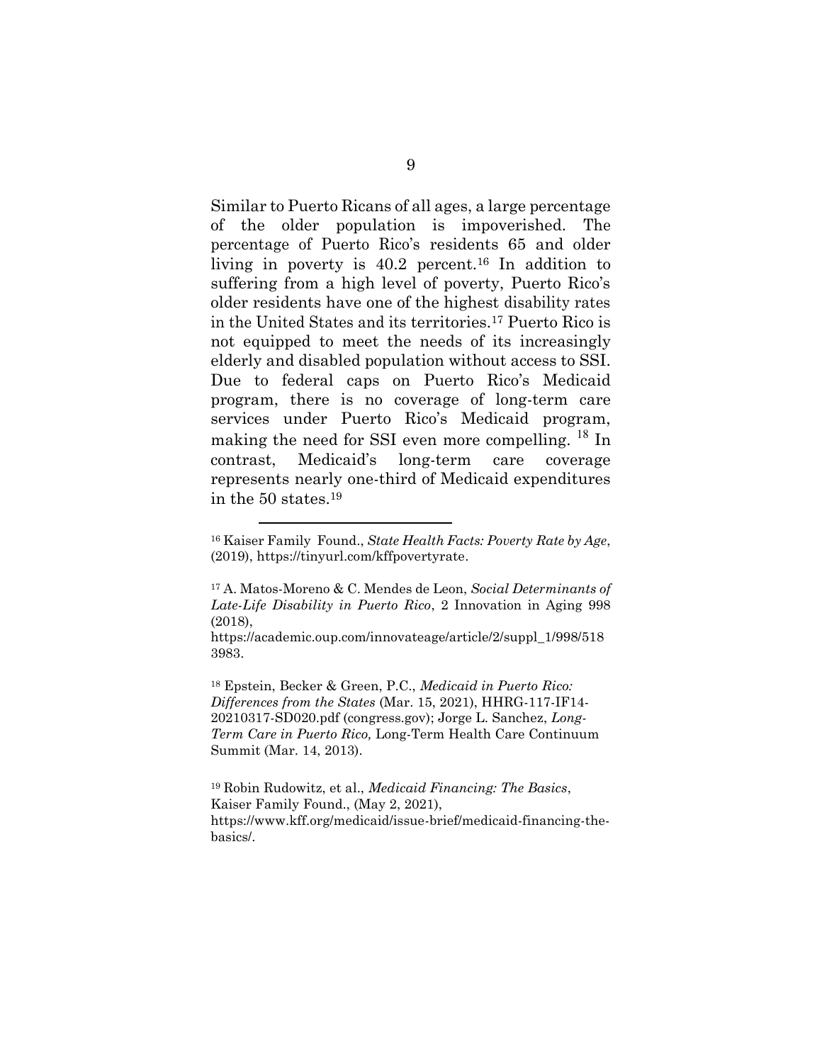Similar to Puerto Ricans of all ages, a large percentage of the older population is impoverished. The percentage of Puerto Rico's residents 65 and older living in poverty is 40.2 percent.[16] In addition to suffering from a high level of poverty, Puerto Rico's older residents have one of the highest disability rates in the United States and its territories.[17] Puerto Rico is not equipped to meet the needs of its increasingly elderly and disabled population without access to SSI. Due to federal caps on Puerto Rico's Medicaid program, there is no coverage of long-term care services under Puerto Rico's Medicaid program, making the need for SSI even more compelling. [18] In contrast, Medicaid's long-term care coverage represents nearly one-third of Medicaid expenditures in the 50 states.[19]

---

[16] Kaiser Family Found., *State Health Facts: Poverty Rate by Age*, (2019), https://tinyurl.com/kffpovertyrate.

[17] A. Matos-Moreno & C. Mendes de Leon, *Social Determinants of Late-Life Disability in Puerto Rico*, 2 Innovation in Aging 998 (2018), https://academic.oup.com/innovateage/article/2/suppl_1/998/5183983.

[18] Epstein, Becker & Green, P.C., *Medicaid in Puerto Rico: Differences from the States* (Mar. 15, 2021), HHRG-117-IF14-20210317-SD020.pdf (congress.gov); Jorge L. Sanchez, *Long-Term Care in Puerto Rico,* Long-Term Health Care Continuum Summit (Mar. 14, 2013).

[19] Robin Rudowitz, et al., *Medicaid Financing: The Basics*, Kaiser Family Found., (May 2, 2021), https://www.kff.org/medicaid/issue-brief/medicaid-financing-the-basics/.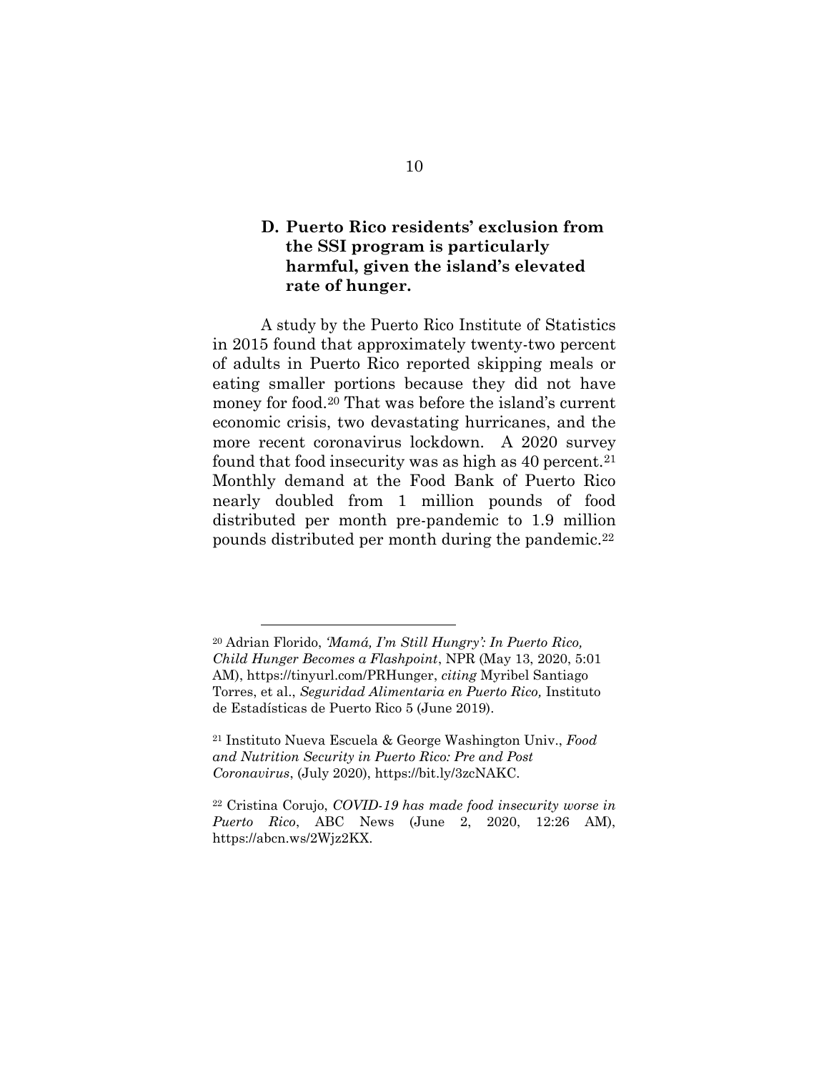### D. Puerto Rico residents' exclusion from the SSI program is particularly harmful, given the island's elevated rate of hunger.

A study by the Puerto Rico Institute of Statistics in 2015 found that approximately twenty-two percent of adults in Puerto Rico reported skipping meals or eating smaller portions because they did not have money for food.[20] That was before the island's current economic crisis, two devastating hurricanes, and the more recent coronavirus lockdown. A 2020 survey found that food insecurity was as high as 40 percent.[21] Monthly demand at the Food Bank of Puerto Rico nearly doubled from 1 million pounds of food distributed per month pre-pandemic to 1.9 million pounds distributed per month during the pandemic.[22]

---

[20] Adrian Florido, *'Mamá, I'm Still Hungry': In Puerto Rico, Child Hunger Becomes a Flashpoint*, NPR (May 13, 2020, 5:01 AM), https://tinyurl.com/PRHunger, *citing* Myribel Santiago Torres, et al., *Seguridad Alimentaria en Puerto Rico,* Instituto de Estadísticas de Puerto Rico 5 (June 2019).

[21] Instituto Nueva Escuela & George Washington Univ., *Food and Nutrition Security in Puerto Rico: Pre and Post Coronavirus*, (July 2020), https://bit.ly/3zcNAKC.

[22] Cristina Corujo, *COVID-19 has made food insecurity worse in Puerto Rico*, ABC News (June 2, 2020, 12:26 AM), https://abcn.ws/2Wjz2KX.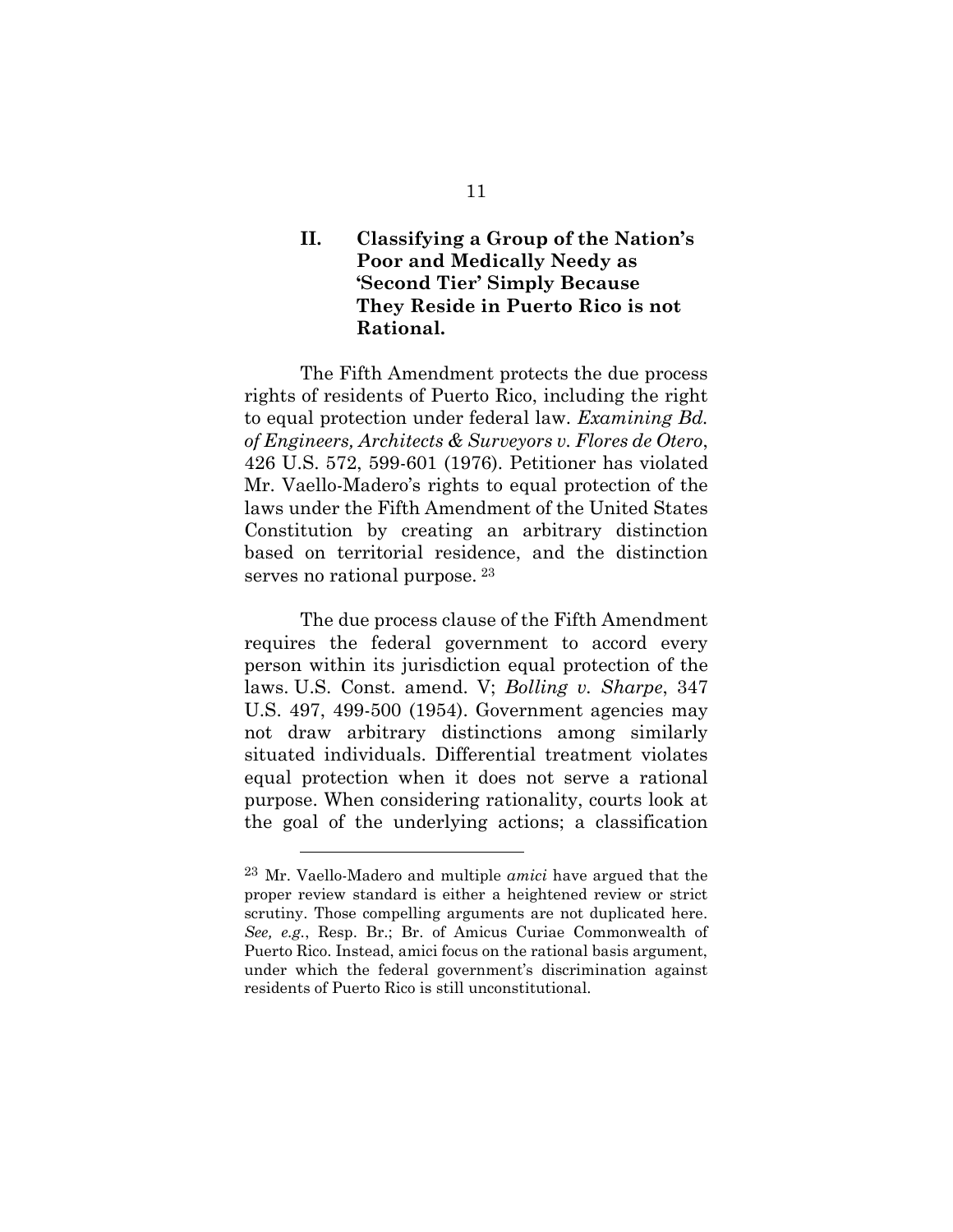## II. Classifying a Group of the Nation's Poor and Medically Needy as 'Second Tier' Simply Because They Reside in Puerto Rico is not Rational.

The Fifth Amendment protects the due process rights of residents of Puerto Rico, including the right to equal protection under federal law. *Examining Bd. of Engineers, Architects & Surveyors v. Flores de Otero*, 426 U.S. 572, 599-601 (1976). Petitioner has violated Mr. Vaello-Madero's rights to equal protection of the laws under the Fifth Amendment of the United States Constitution by creating an arbitrary distinction based on territorial residence, and the distinction serves no rational purpose. [23]

The due process clause of the Fifth Amendment requires the federal government to accord every person within its jurisdiction equal protection of the laws. U.S. Const. amend. V; *Bolling v. Sharpe*, 347 U.S. 497, 499-500 (1954). Government agencies may not draw arbitrary distinctions among similarly situated individuals. Differential treatment violates equal protection when it does not serve a rational purpose. When considering rationality, courts look at the goal of the underlying actions; a classification

---

[23] Mr. Vaello-Madero and multiple *amici* have argued that the proper review standard is either a heightened review or strict scrutiny. Those compelling arguments are not duplicated here. *See, e.g.*, Resp. Br.; Br. of Amicus Curiae Commonwealth of Puerto Rico. Instead, amici focus on the rational basis argument, under which the federal government's discrimination against residents of Puerto Rico is still unconstitutional.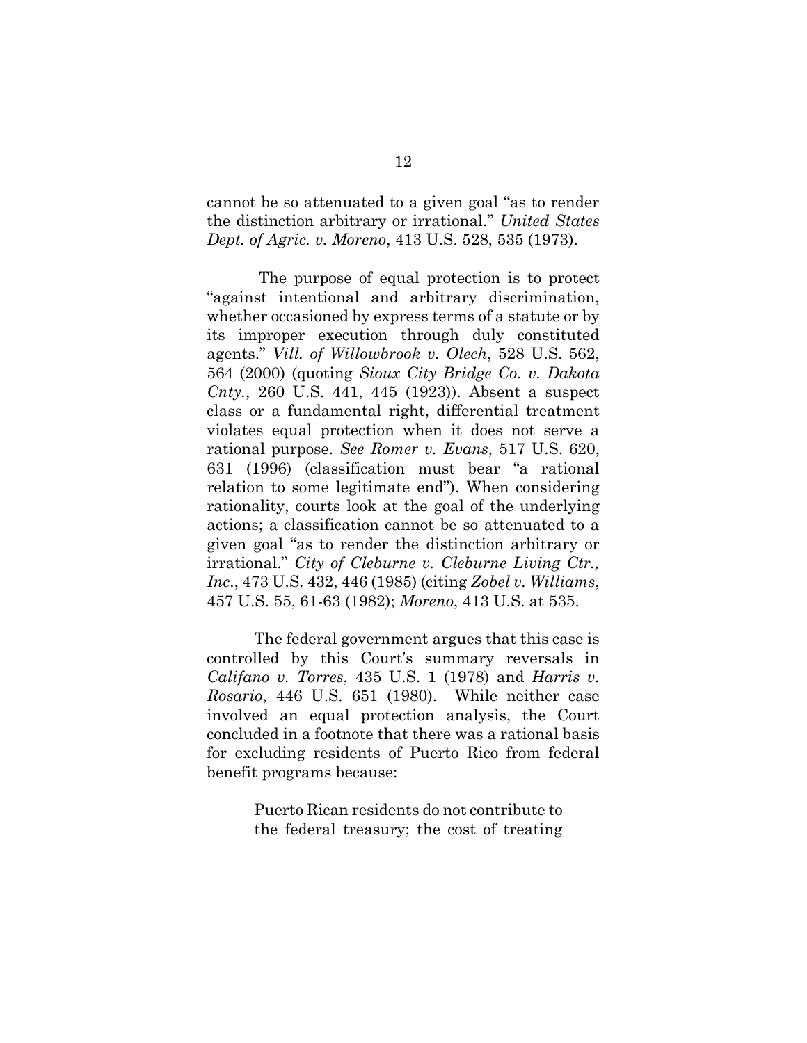cannot be so attenuated to a given goal "as to render the distinction arbitrary or irrational." *United States Dept. of Agric. v. Moreno*, 413 U.S. 528, 535 (1973).

The purpose of equal protection is to protect "against intentional and arbitrary discrimination, whether occasioned by express terms of a statute or by its improper execution through duly constituted agents." *Vill. of Willowbrook v. Olech*, 528 U.S. 562, 564 (2000) (quoting *Sioux City Bridge Co. v. Dakota Cnty.*, 260 U.S. 441, 445 (1923)). Absent a suspect class or a fundamental right, differential treatment violates equal protection when it does not serve a rational purpose. *See Romer v. Evans*, 517 U.S. 620, 631 (1996) (classification must bear "a rational relation to some legitimate end"). When considering rationality, courts look at the goal of the underlying actions; a classification cannot be so attenuated to a given goal "as to render the distinction arbitrary or irrational." *City of Cleburne v. Cleburne Living Ctr., Inc.*, 473 U.S. 432, 446 (1985) (citing *Zobel v. Williams*, 457 U.S. 55, 61-63 (1982); *Moreno*, 413 U.S. at 535.

The federal government argues that this case is controlled by this Court's summary reversals in *Califano v. Torres*, 435 U.S. 1 (1978) and *Harris v. Rosario*, 446 U.S. 651 (1980). While neither case involved an equal protection analysis, the Court concluded in a footnote that there was a rational basis for excluding residents of Puerto Rico from federal benefit programs because:

> Puerto Rican residents do not contribute to the federal treasury; the cost of treating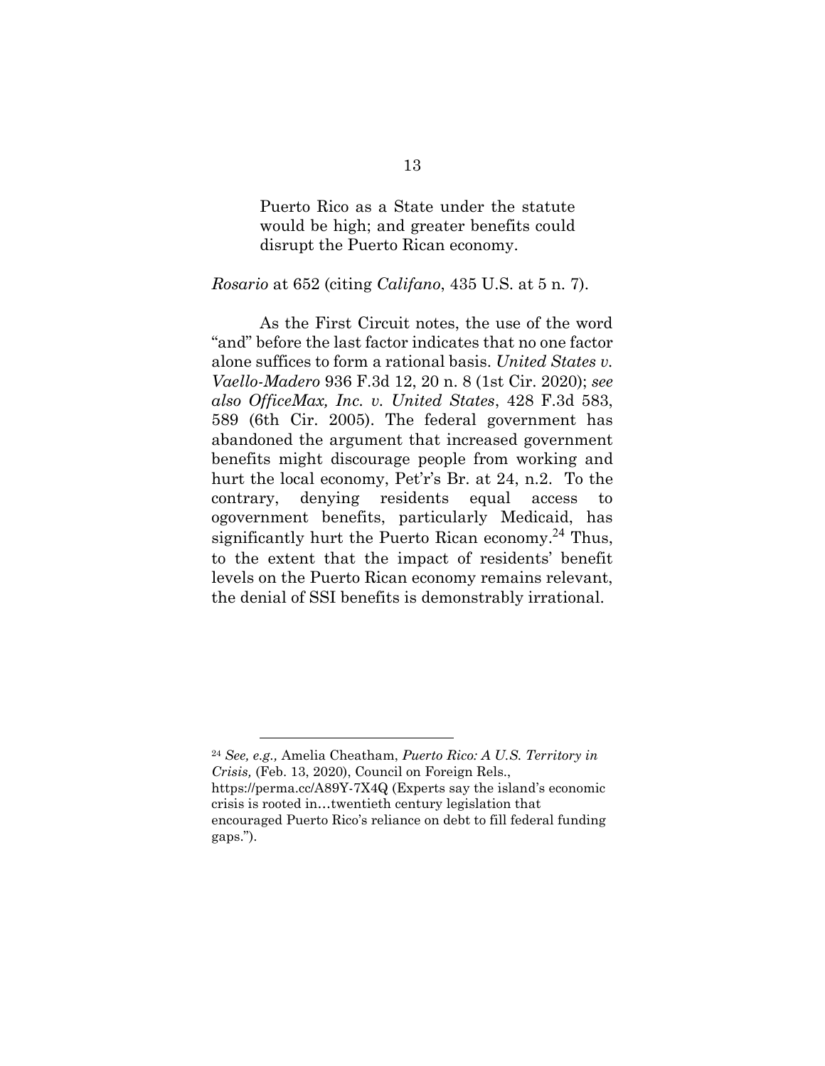> Puerto Rico as a State under the statute would be high; and greater benefits could disrupt the Puerto Rican economy.

*Rosario* at 652 (citing *Califano*, 435 U.S. at 5 n. 7).

As the First Circuit notes, the use of the word "and" before the last factor indicates that no one factor alone suffices to form a rational basis. *United States v. Vaello-Madero* 936 F.3d 12, 20 n. 8 (1st Cir. 2020); *see also OfficeMax, Inc. v. United States*, 428 F.3d 583, 589 (6th Cir. 2005). The federal government has abandoned the argument that increased government benefits might discourage people from working and hurt the local economy, Pet'r's Br. at 24, n.2. To the contrary, denying residents equal access to ogovernment benefits, particularly Medicaid, has significantly hurt the Puerto Rican economy.[24] Thus, to the extent that the impact of residents' benefit levels on the Puerto Rican economy remains relevant, the denial of SSI benefits is demonstrably irrational.

---

[24] *See, e.g.,* Amelia Cheatham, *Puerto Rico: A U.S. Territory in Crisis,* (Feb. 13, 2020), Council on Foreign Rels., https://perma.cc/A89Y-7X4Q (Experts say the island's economic crisis is rooted in…twentieth century legislation that encouraged Puerto Rico's reliance on debt to fill federal funding gaps.").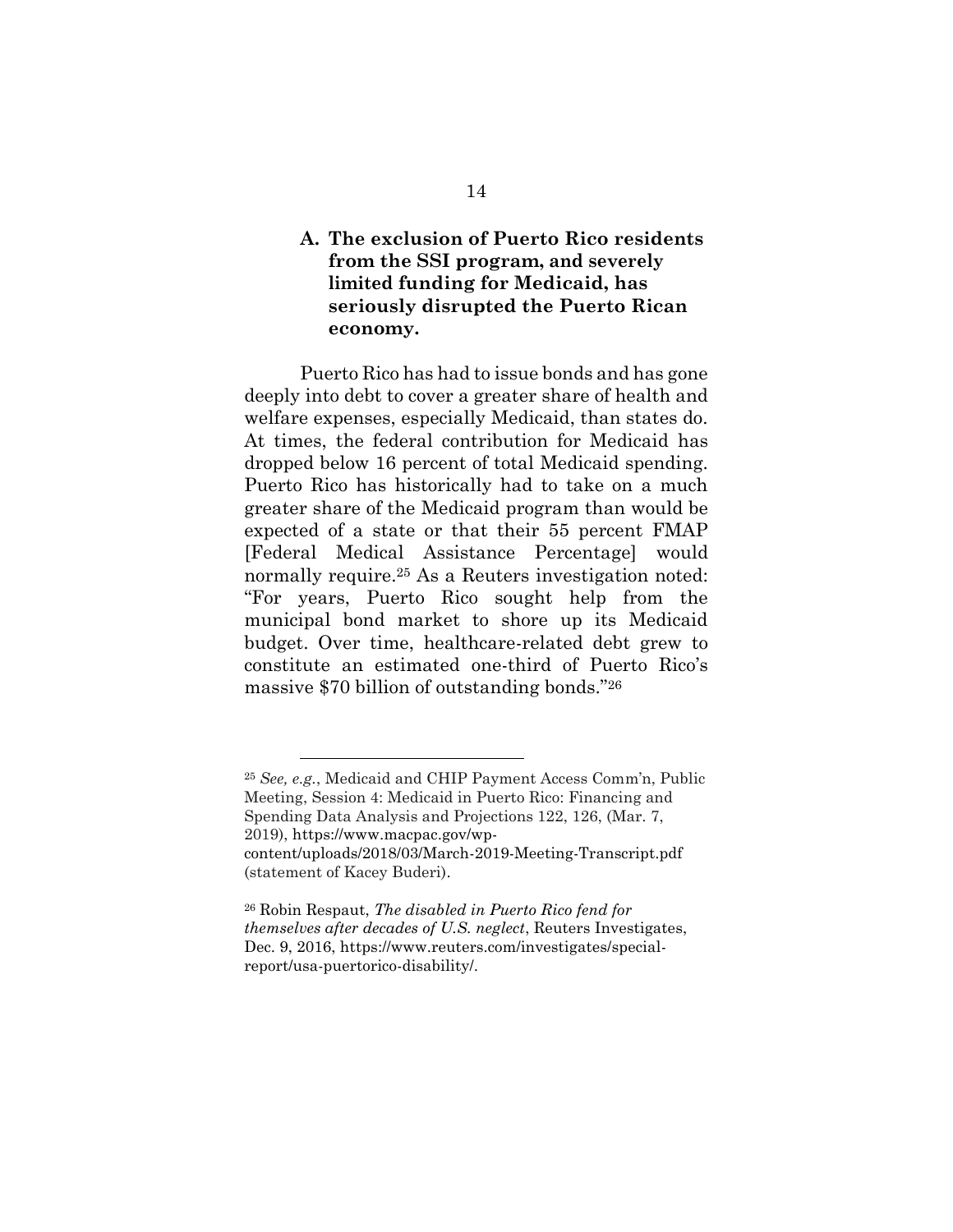### A. The exclusion of Puerto Rico residents from the SSI program, and severely limited funding for Medicaid, has seriously disrupted the Puerto Rican economy.

Puerto Rico has had to issue bonds and has gone deeply into debt to cover a greater share of health and welfare expenses, especially Medicaid, than states do. At times, the federal contribution for Medicaid has dropped below 16 percent of total Medicaid spending. Puerto Rico has historically had to take on a much greater share of the Medicaid program than would be expected of a state or that their 55 percent FMAP [Federal Medical Assistance Percentage] would normally require.[25] As a Reuters investigation noted: "For years, Puerto Rico sought help from the municipal bond market to shore up its Medicaid budget. Over time, healthcare-related debt grew to constitute an estimated one-third of Puerto Rico's massive $70 billion of outstanding bonds."[26]

---

[25] *See, e.g.*, Medicaid and CHIP Payment Access Comm'n, Public Meeting, Session 4: Medicaid in Puerto Rico: Financing and Spending Data Analysis and Projections 122, 126, (Mar. 7, 2019), https://www.macpac.gov/wp-content/uploads/2018/03/March-2019-Meeting-Transcript.pdf (statement of Kacey Buderi).

[26] Robin Respaut, *The disabled in Puerto Rico fend for themselves after decades of U.S. neglect*, Reuters Investigates, Dec. 9, 2016, https://www.reuters.com/investigates/special-report/usa-puertorico-disability/.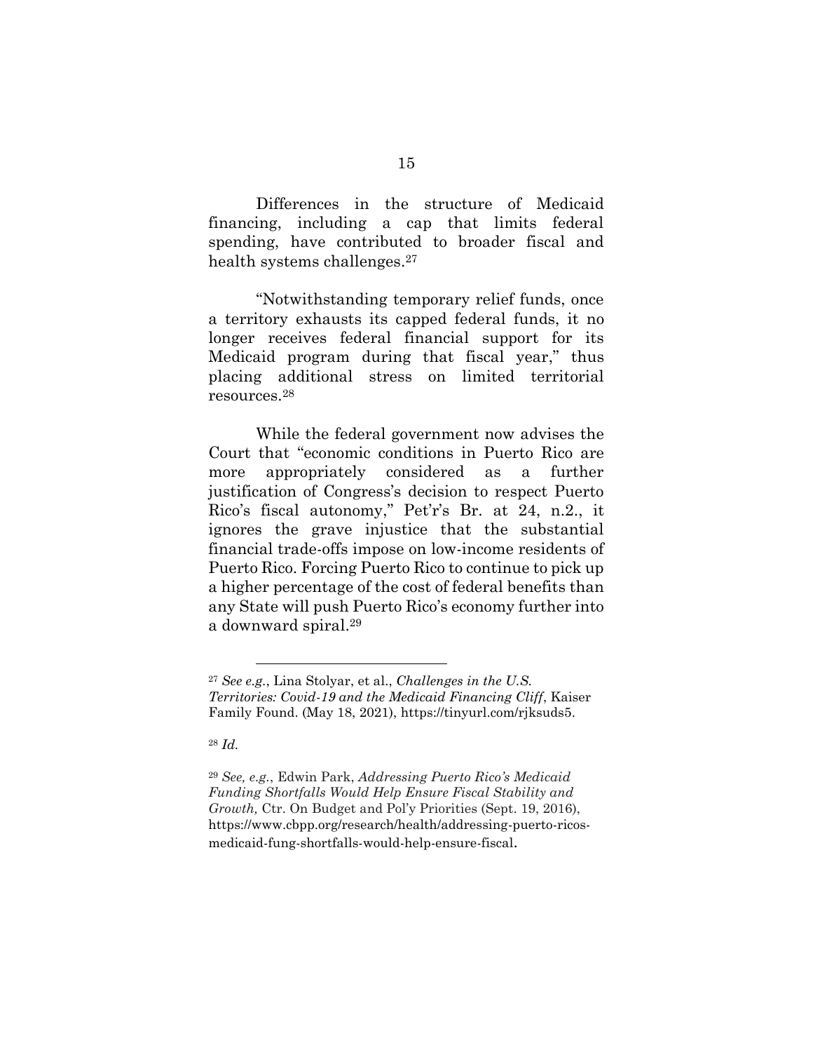Differences in the structure of Medicaid financing, including a cap that limits federal spending, have contributed to broader fiscal and health systems challenges.[27]

"Notwithstanding temporary relief funds, once a territory exhausts its capped federal funds, it no longer receives federal financial support for its Medicaid program during that fiscal year," thus placing additional stress on limited territorial resources.[28]

While the federal government now advises the Court that "economic conditions in Puerto Rico are more appropriately considered as a further justification of Congress's decision to respect Puerto Rico's fiscal autonomy," Pet'r's Br. at 24, n.2., it ignores the grave injustice that the substantial financial trade-offs impose on low-income residents of Puerto Rico. Forcing Puerto Rico to continue to pick up a higher percentage of the cost of federal benefits than any State will push Puerto Rico's economy further into a downward spiral.[29]

---

[27] *See e.g.*, Lina Stolyar, et al., *Challenges in the U.S. Territories: Covid-19 and the Medicaid Financing Cliff*, Kaiser Family Found. (May 18, 2021), https://tinyurl.com/rjksuds5.

[28] *Id.*

[29] *See, e.g.*, Edwin Park, *Addressing Puerto Rico's Medicaid Funding Shortfalls Would Help Ensure Fiscal Stability and Growth,* Ctr. On Budget and Pol'y Priorities (Sept. 19, 2016), https://www.cbpp.org/research/health/addressing-puerto-ricos-medicaid-fung-shortfalls-would-help-ensure-fiscal.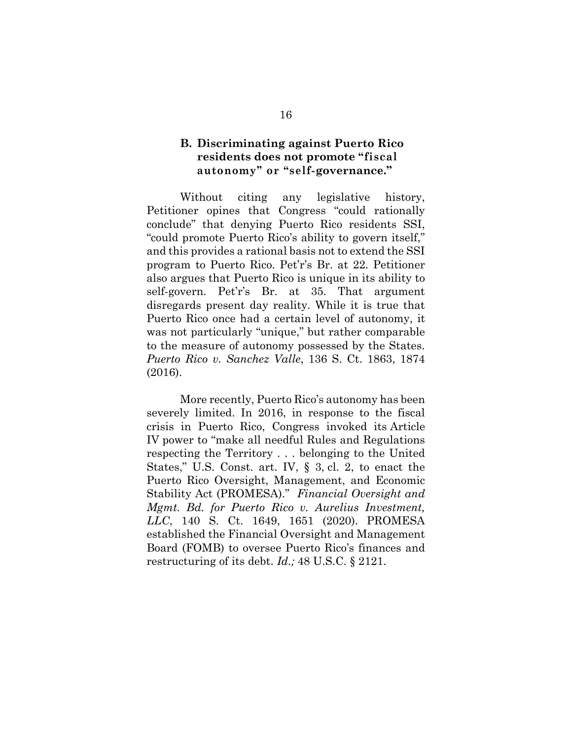### B. Discriminating against Puerto Rico residents does not promote "fiscal autonomy" or "self-governance."

Without citing any legislative history, Petitioner opines that Congress "could rationally conclude" that denying Puerto Rico residents SSI, "could promote Puerto Rico's ability to govern itself," and this provides a rational basis not to extend the SSI program to Puerto Rico. Pet'r's Br. at 22. Petitioner also argues that Puerto Rico is unique in its ability to self-govern. Pet'r's Br. at 35. That argument disregards present day reality. While it is true that Puerto Rico once had a certain level of autonomy, it was not particularly "unique," but rather comparable to the measure of autonomy possessed by the States. *Puerto Rico v. Sanchez Valle*, 136 S. Ct. 1863, 1874 (2016).

More recently, Puerto Rico's autonomy has been severely limited. In 2016, in response to the fiscal crisis in Puerto Rico, Congress invoked its Article IV power to "make all needful Rules and Regulations respecting the Territory . . . belonging to the United States," U.S. Const. art. IV, § 3, cl. 2, to enact the Puerto Rico Oversight, Management, and Economic Stability Act (PROMESA)." *Financial Oversight and Mgmt. Bd. for Puerto Rico v. Aurelius Investment, LLC*, 140 S. Ct. 1649, 1651 (2020). PROMESA established the Financial Oversight and Management Board (FOMB) to oversee Puerto Rico's finances and restructuring of its debt. *Id.;* 48 U.S.C. § 2121.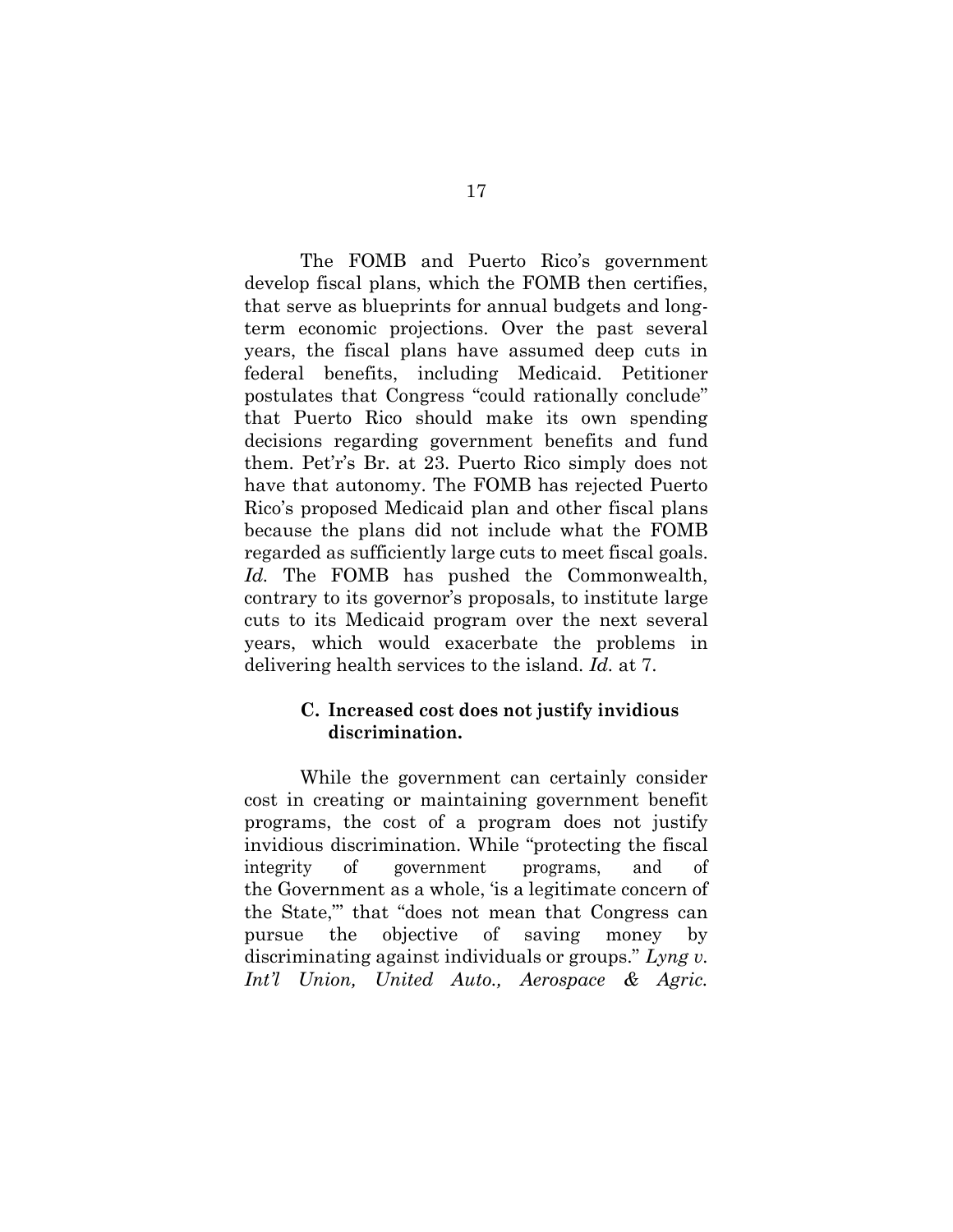The FOMB and Puerto Rico's government develop fiscal plans, which the FOMB then certifies, that serve as blueprints for annual budgets and long-term economic projections. Over the past several years, the fiscal plans have assumed deep cuts in federal benefits, including Medicaid. Petitioner postulates that Congress "could rationally conclude" that Puerto Rico should make its own spending decisions regarding government benefits and fund them. Pet'r's Br. at 23. Puerto Rico simply does not have that autonomy. The FOMB has rejected Puerto Rico's proposed Medicaid plan and other fiscal plans because the plans did not include what the FOMB regarded as sufficiently large cuts to meet fiscal goals. *Id.* The FOMB has pushed the Commonwealth, contrary to its governor's proposals, to institute large cuts to its Medicaid program over the next several years, which would exacerbate the problems in delivering health services to the island. *Id.* at 7.

### C. Increased cost does not justify invidious discrimination.

While the government can certainly consider cost in creating or maintaining government benefit programs, the cost of a program does not justify invidious discrimination. While "protecting the fiscal integrity of government programs, and of the Government as a whole, 'is a legitimate concern of the State,'" that "does not mean that Congress can pursue the objective of saving money by discriminating against individuals or groups." *Lyng v. Int'l Union, United Auto., Aerospace & Agric.*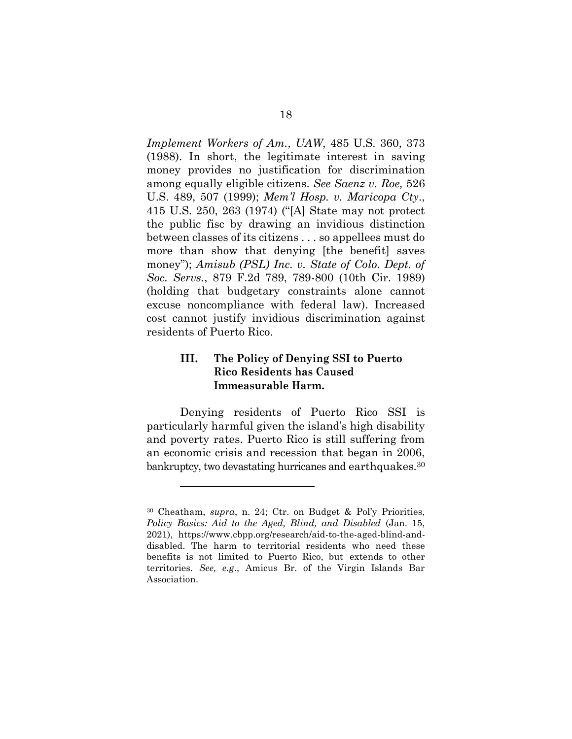*Implement Workers of Am.*, *UAW*, 485 U.S. 360, 373 (1988). In short, the legitimate interest in saving money provides no justification for discrimination among equally eligible citizens. *See Saenz v. Roe,* 526 U.S. 489, 507 (1999); *Mem'l Hosp. v. Maricopa Cty*., 415 U.S. 250, 263 (1974) ("[A] State may not protect the public fisc by drawing an invidious distinction between classes of its citizens . . . so appellees must do more than show that denying [the benefit] saves money"); *Amisub (PSL) Inc. v. State of Colo. Dept. of Soc. Servs.*, 879 F.2d 789, 789-800 (10th Cir. 1989) (holding that budgetary constraints alone cannot excuse noncompliance with federal law). Increased cost cannot justify invidious discrimination against residents of Puerto Rico.

### III. The Policy of Denying SSI to Puerto Rico Residents has Caused Immeasurable Harm.

Denying residents of Puerto Rico SSI is particularly harmful given the island's high disability and poverty rates. Puerto Rico is still suffering from an economic crisis and recession that began in 2006, bankruptcy, two devastating hurricanes and earthquakes.[30]

---

[30] Cheatham, *supra*, n. 24; Ctr. on Budget & Pol'y Priorities, *Policy Basics: Aid to the Aged, Blind, and Disabled* (Jan. 15, 2021), https://www.cbpp.org/research/aid-to-the-aged-blind-and-disabled. The harm to territorial residents who need these benefits is not limited to Puerto Rico, but extends to other territories. *See, e.g.*, Amicus Br. of the Virgin Islands Bar Association.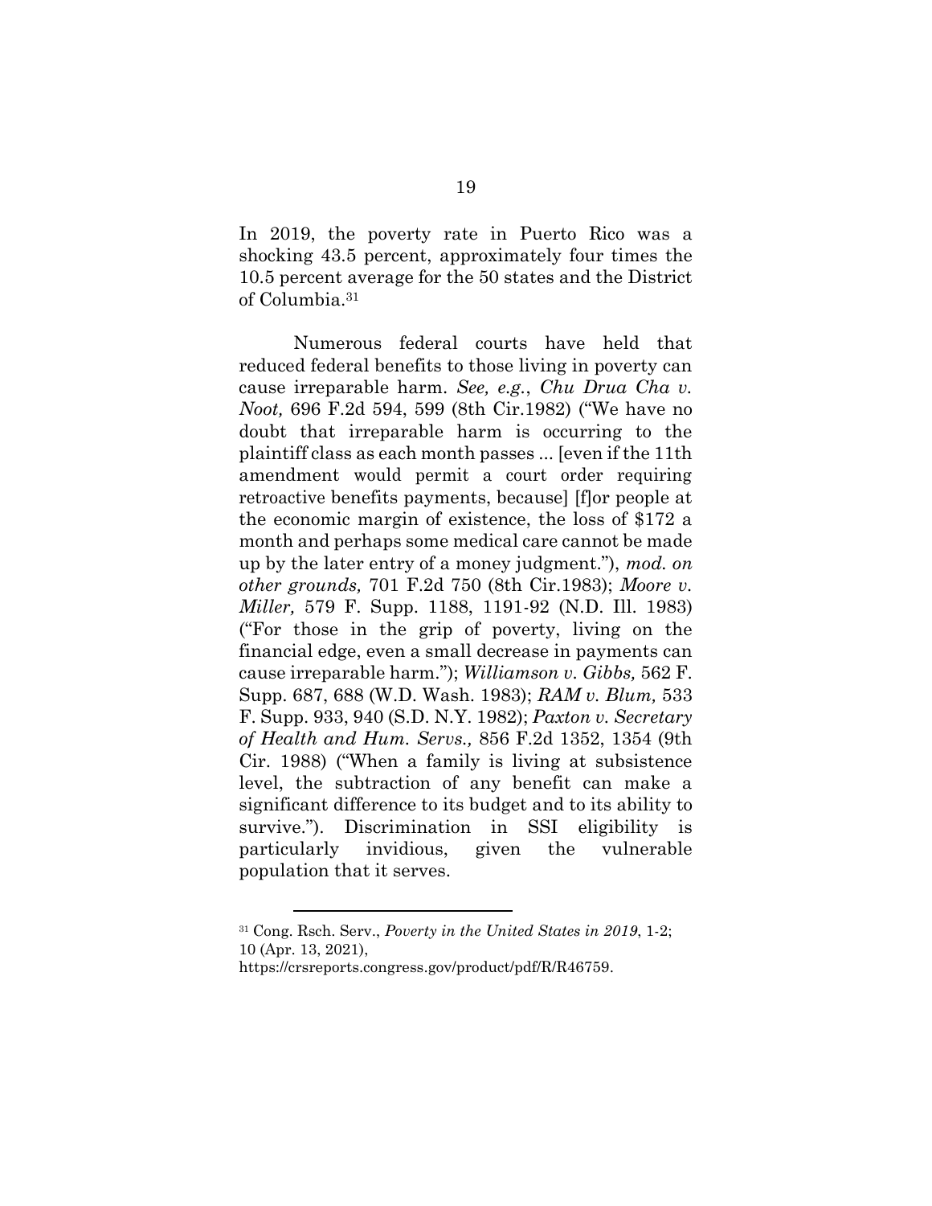In 2019, the poverty rate in Puerto Rico was a shocking 43.5 percent, approximately four times the 10.5 percent average for the 50 states and the District of Columbia.[31]

Numerous federal courts have held that reduced federal benefits to those living in poverty can cause irreparable harm. *See, e.g.*, *Chu Drua Cha v. Noot,* 696 F.2d 594, 599 (8th Cir.1982) ("We have no doubt that irreparable harm is occurring to the plaintiff class as each month passes ... [even if the 11th amendment would permit a court order requiring retroactive benefits payments, because] [f]or people at the economic margin of existence, the loss of $172 a month and perhaps some medical care cannot be made up by the later entry of a money judgment."), *mod. on other grounds,* 701 F.2d 750 (8th Cir.1983); *Moore v. Miller,* 579 F. Supp. 1188, 1191-92 (N.D. Ill. 1983) ("For those in the grip of poverty, living on the financial edge, even a small decrease in payments can cause irreparable harm."); *Williamson v. Gibbs,* 562 F. Supp. 687, 688 (W.D. Wash. 1983); *RAM v. Blum,* 533 F. Supp. 933, 940 (S.D. N.Y. 1982); *Paxton v. Secretary of Health and Hum. Servs.,* 856 F.2d 1352, 1354 (9th Cir. 1988) ("When a family is living at subsistence level, the subtraction of any benefit can make a significant difference to its budget and to its ability to survive."). Discrimination in SSI eligibility is particularly invidious, given the vulnerable population that it serves.

---

[31] Cong. Rsch. Serv., *Poverty in the United States in 2019*, 1-2; 10 (Apr. 13, 2021), https://crsreports.congress.gov/product/pdf/R/R46759.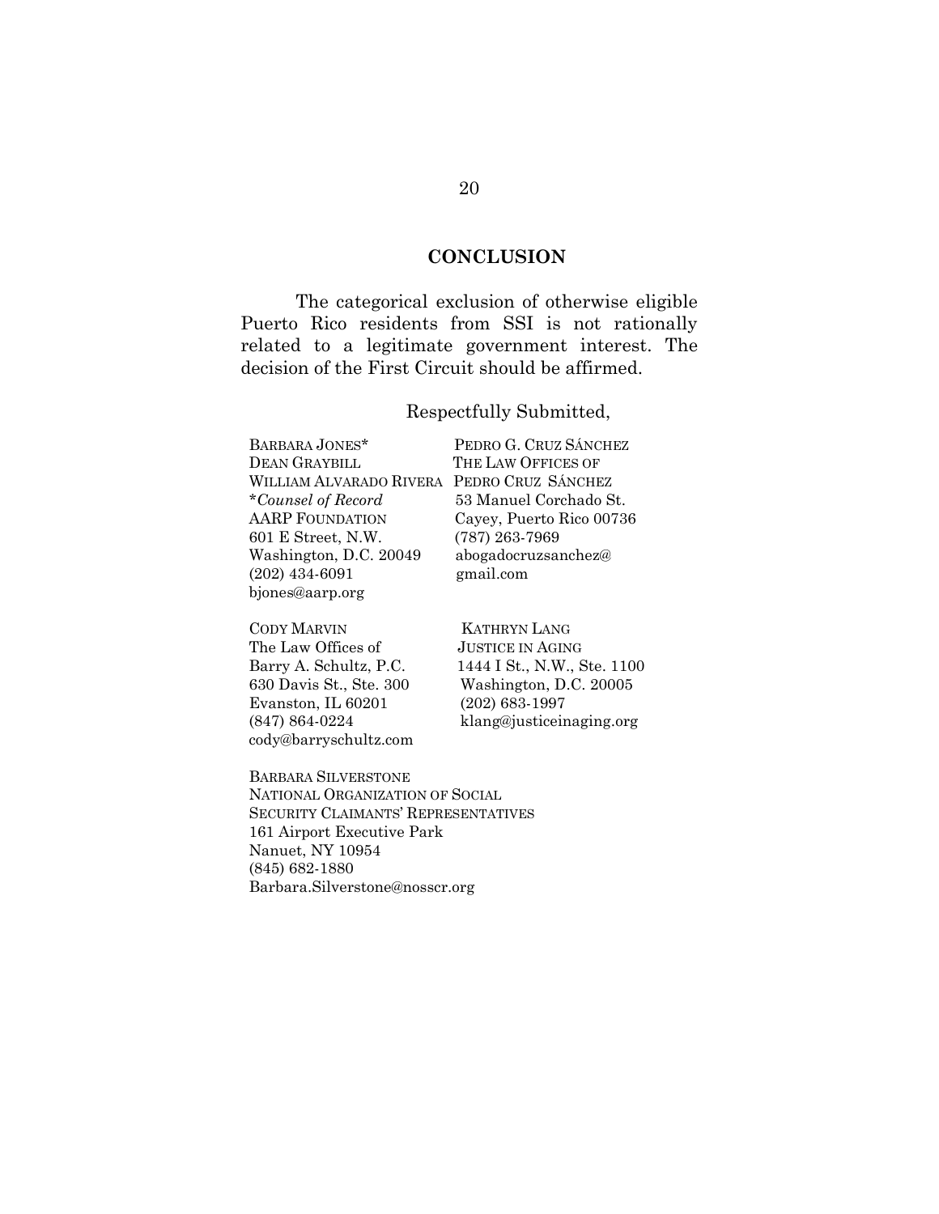## CONCLUSION

The categorical exclusion of otherwise eligible Puerto Rico residents from SSI is not rationally related to a legitimate government interest. The decision of the First Circuit should be affirmed.

Respectfully Submitted,

BARBARA JONES*
DEAN GRAYBILL
WILLIAM ALVARADO RIVERA
*Counsel of Record*
AARP FOUNDATION
601 E Street, N.W.
Washington, D.C. 20049
(202) 434-6091
bjones@aarp.org

PEDRO G. CRUZ SÁNCHEZ
THE LAW OFFICES OF
PEDRO CRUZ SÁNCHEZ
53 Manuel Corchado St.
Cayey, Puerto Rico 00736
(787) 263-7969
abogadocruzsanchez@
gmail.com

CODY MARVIN
The Law Offices of
Barry A. Schultz, P.C.
630 Davis St., Ste. 300
Evanston, IL 60201
(847) 864-0224
cody@barryschultz.com

KATHRYN LANG
JUSTICE IN AGING
1444 I St., N.W., Ste. 1100
Washington, D.C. 20005
(202) 683-1997
klang@justiceinaging.org

BARBARA SILVERSTONE
NATIONAL ORGANIZATION OF SOCIAL
SECURITY CLAIMANTS' REPRESENTATIVES
161 Airport Executive Park
Nanuet, NY 10954
(845) 682-1880
Barbara.Silverstone@nosscr.org